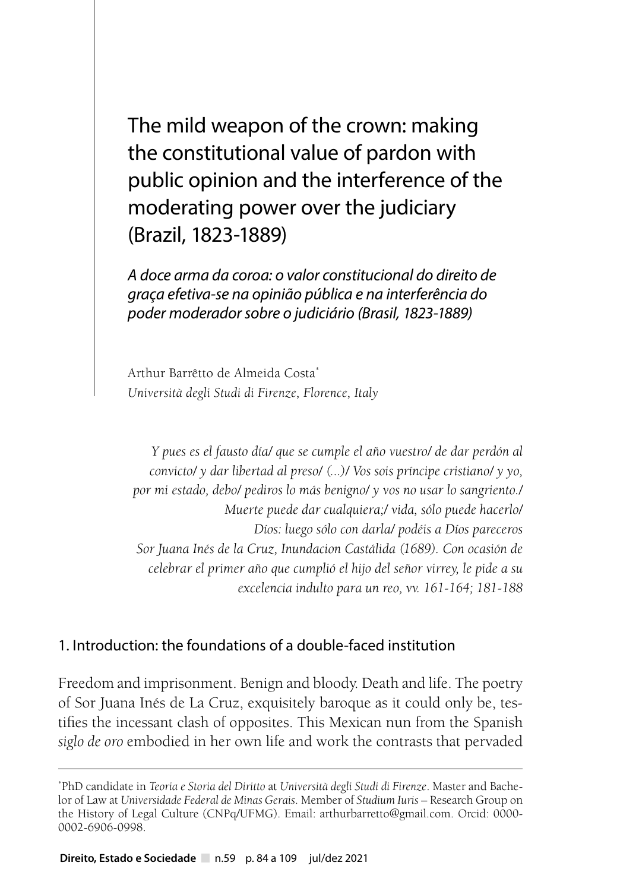# The mild weapon of the crown: making the constitutional value of pardon with public opinion and the interference of the moderating power over the judiciary (Brazil, 1823-1889)

*A doce arma da coroa: o valor constitucional do direito de graça efetiva-se na opinião pública e na interferência do poder moderador sobre o judiciário (Brasil, 1823-1889)*

Arthur Barrêtto de Almeida Costa*
*Università degli Studi di Firenze, Florence, Italy*

> *Y pues es el fausto día/ que se cumple el año vuestro/ de dar perdón al convicto/ y dar libertad al preso/ (...)/ Vos sois príncipe cristiano/ y yo, por mi estado, debo/ pediros lo más benigno/ y vos no usar lo sangriento./ Muerte puede dar cualquiera;/ vida, sólo puede hacerlo/ Díos: luego sólo con darla/ podéis a Díos pareceros*
> *Sor Juana Inés de la Cruz, Inundacion Castálida (1689). Con ocasión de celebrar el primer año que cumplió el hijo del señor virrey, le pide a su excelencia indulto para un reo, vv. 161-164; 181-188*

## 1. Introduction: the foundations of a double-faced institution

Freedom and imprisonment. Benign and bloody. Death and life. The poetry of Sor Juana Inés de La Cruz, exquisitely baroque as it could only be, testifies the incessant clash of opposites. This Mexican nun from the Spanish *siglo de oro* embodied in her own life and work the contrasts that pervaded

---

*PhD candidate in *Teoria e Storia del Diritto* at *Università degli Studi di Firenze*. Master and Bachelor of Law at *Universidade Federal de Minas Gerais*. Member of *Studium Iuris* – Research Group on the History of Legal Culture (CNPq/UFMG). Email: arthurbarretto@gmail.com. Orcid: 0000-0002-6906-0998.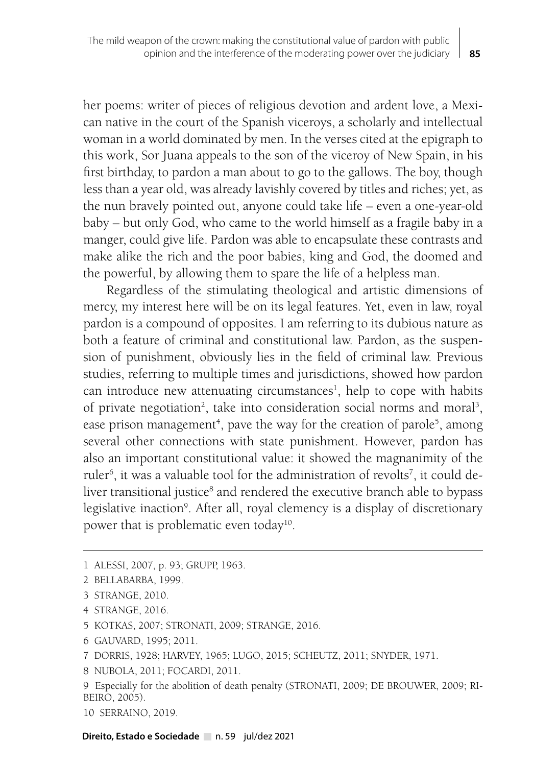her poems: writer of pieces of religious devotion and ardent love, a Mexican native in the court of the Spanish viceroys, a scholarly and intellectual woman in a world dominated by men. In the verses cited at the epigraph to this work, Sor Juana appeals to the son of the viceroy of New Spain, in his first birthday, to pardon a man about to go to the gallows. The boy, though less than a year old, was already lavishly covered by titles and riches; yet, as the nun bravely pointed out, anyone could take life – even a one-year-old baby – but only God, who came to the world himself as a fragile baby in a manger, could give life. Pardon was able to encapsulate these contrasts and make alike the rich and the poor babies, king and God, the doomed and the powerful, by allowing them to spare the life of a helpless man.

Regardless of the stimulating theological and artistic dimensions of mercy, my interest here will be on its legal features. Yet, even in law, royal pardon is a compound of opposites. I am referring to its dubious nature as both a feature of criminal and constitutional law. Pardon, as the suspension of punishment, obviously lies in the field of criminal law. Previous studies, referring to multiple times and jurisdictions, showed how pardon can introduce new attenuating circumstances[1], help to cope with habits of private negotiation[2], take into consideration social norms and moral[3], ease prison management[4], pave the way for the creation of parole[5], among several other connections with state punishment. However, pardon has also an important constitutional value: it showed the magnanimity of the ruler[6], it was a valuable tool for the administration of revolts[7], it could deliver transitional justice[8] and rendered the executive branch able to bypass legislative inaction[9]. After all, royal clemency is a display of discretionary power that is problematic even today[10].

---

1 ALESSI, 2007, p. 93; GRUPP, 1963.

2 BELLABARBA, 1999.

3 STRANGE, 2010.

4 STRANGE, 2016.

5 KOTKAS, 2007; STRONATI, 2009; STRANGE, 2016.

6 GAUVARD, 1995; 2011.

7 DORRIS, 1928; HARVEY, 1965; LUGO, 2015; SCHEUTZ, 2011; SNYDER, 1971.

8 NUBOLA, 2011; FOCARDI, 2011.

9 Especially for the abolition of death penalty (STRONATI, 2009; DE BROUWER, 2009; RIBEIRO, 2005).

10 SERRAINO, 2019.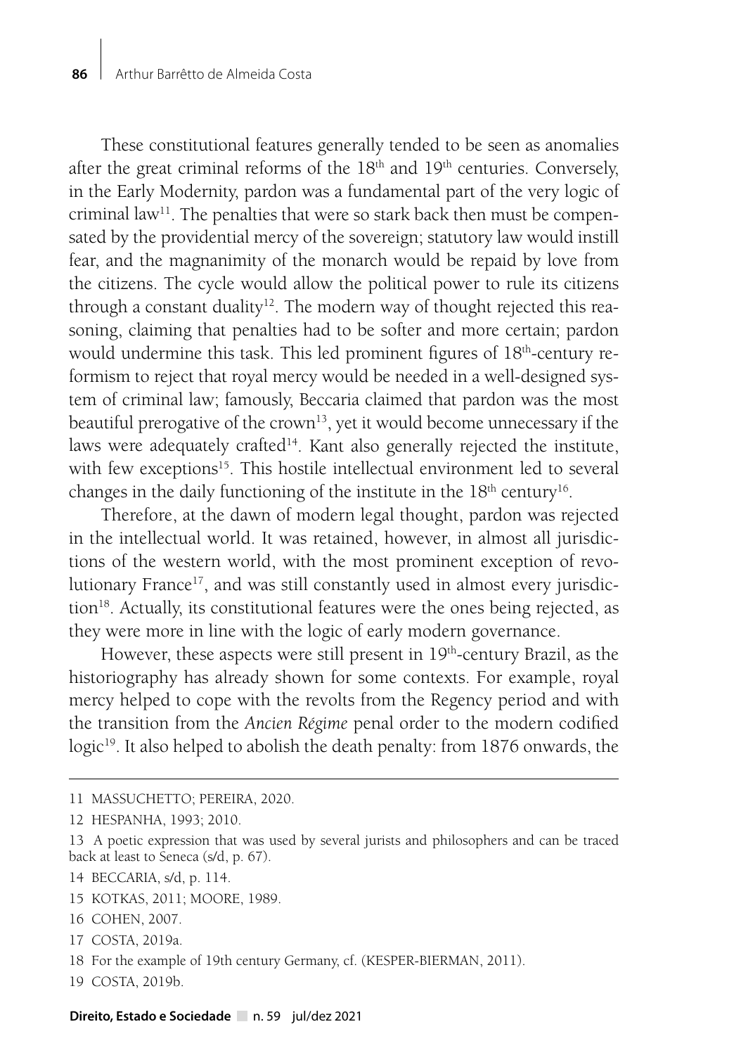These constitutional features generally tended to be seen as anomalies after the great criminal reforms of the 18th and 19th centuries. Conversely, in the Early Modernity, pardon was a fundamental part of the very logic of criminal law[11]. The penalties that were so stark back then must be compensated by the providential mercy of the sovereign; statutory law would instill fear, and the magnanimity of the monarch would be repaid by love from the citizens. The cycle would allow the political power to rule its citizens through a constant duality[12]. The modern way of thought rejected this reasoning, claiming that penalties had to be softer and more certain; pardon would undermine this task. This led prominent figures of 18th-century reformism to reject that royal mercy would be needed in a well-designed system of criminal law; famously, Beccaria claimed that pardon was the most beautiful prerogative of the crown[13], yet it would become unnecessary if the laws were adequately crafted[14]. Kant also generally rejected the institute, with few exceptions[15]. This hostile intellectual environment led to several changes in the daily functioning of the institute in the 18th century[16].

Therefore, at the dawn of modern legal thought, pardon was rejected in the intellectual world. It was retained, however, in almost all jurisdictions of the western world, with the most prominent exception of revolutionary France[17], and was still constantly used in almost every jurisdiction[18]. Actually, its constitutional features were the ones being rejected, as they were more in line with the logic of early modern governance.

However, these aspects were still present in 19th-century Brazil, as the historiography has already shown for some contexts. For example, royal mercy helped to cope with the revolts from the Regency period and with the transition from the *Ancien Régime* penal order to the modern codified logic[19]. It also helped to abolish the death penalty: from 1876 onwards, the

---

11 MASSUCHETTO; PEREIRA, 2020.

12 HESPANHA, 1993; 2010.

13 A poetic expression that was used by several jurists and philosophers and can be traced back at least to Seneca (s/d, p. 67).

14 BECCARIA, s/d, p. 114.

15 KOTKAS, 2011; MOORE, 1989.

16 COHEN, 2007.

17 COSTA, 2019a.

18 For the example of 19th century Germany, cf. (KESPER-BIERMAN, 2011).

19 COSTA, 2019b.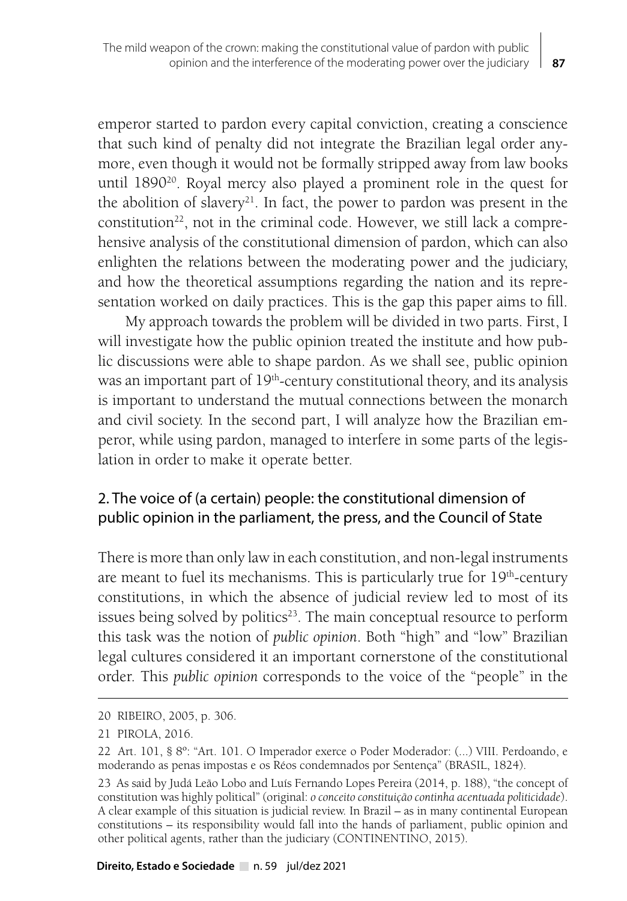emperor started to pardon every capital conviction, creating a conscience that such kind of penalty did not integrate the Brazilian legal order anymore, even though it would not be formally stripped away from law books until 1890[20]. Royal mercy also played a prominent role in the quest for the abolition of slavery[21]. In fact, the power to pardon was present in the constitution[22], not in the criminal code. However, we still lack a comprehensive analysis of the constitutional dimension of pardon, which can also enlighten the relations between the moderating power and the judiciary, and how the theoretical assumptions regarding the nation and its representation worked on daily practices. This is the gap this paper aims to fill.

My approach towards the problem will be divided in two parts. First, I will investigate how the public opinion treated the institute and how public discussions were able to shape pardon. As we shall see, public opinion was an important part of 19th-century constitutional theory, and its analysis is important to understand the mutual connections between the monarch and civil society. In the second part, I will analyze how the Brazilian emperor, while using pardon, managed to interfere in some parts of the legislation in order to make it operate better.

## 2. The voice of (a certain) people: the constitutional dimension of public opinion in the parliament, the press, and the Council of State

There is more than only law in each constitution, and non-legal instruments are meant to fuel its mechanisms. This is particularly true for 19th-century constitutions, in which the absence of judicial review led to most of its issues being solved by politics[23]. The main conceptual resource to perform this task was the notion of *public opinion*. Both "high" and "low" Brazilian legal cultures considered it an important cornerstone of the constitutional order. This *public opinion* corresponds to the voice of the "people" in the

---

20 RIBEIRO, 2005, p. 306.

21 PIROLA, 2016.

22 Art. 101, § 8º: "Art. 101. O Imperador exerce o Poder Moderador: (...) VIII. Perdoando, e moderando as penas impostas e os Réos condemnados por Sentença" (BRASIL, 1824).

23 As said by Judá Leão Lobo and Luís Fernando Lopes Pereira (2014, p. 188), "the concept of constitution was highly political" (original: *o conceito constituição continha acentuada politicidade*). A clear example of this situation is judicial review. In Brazil – as in many continental European constitutions – its responsibility would fall into the hands of parliament, public opinion and other political agents, rather than the judiciary (CONTINENTINO, 2015).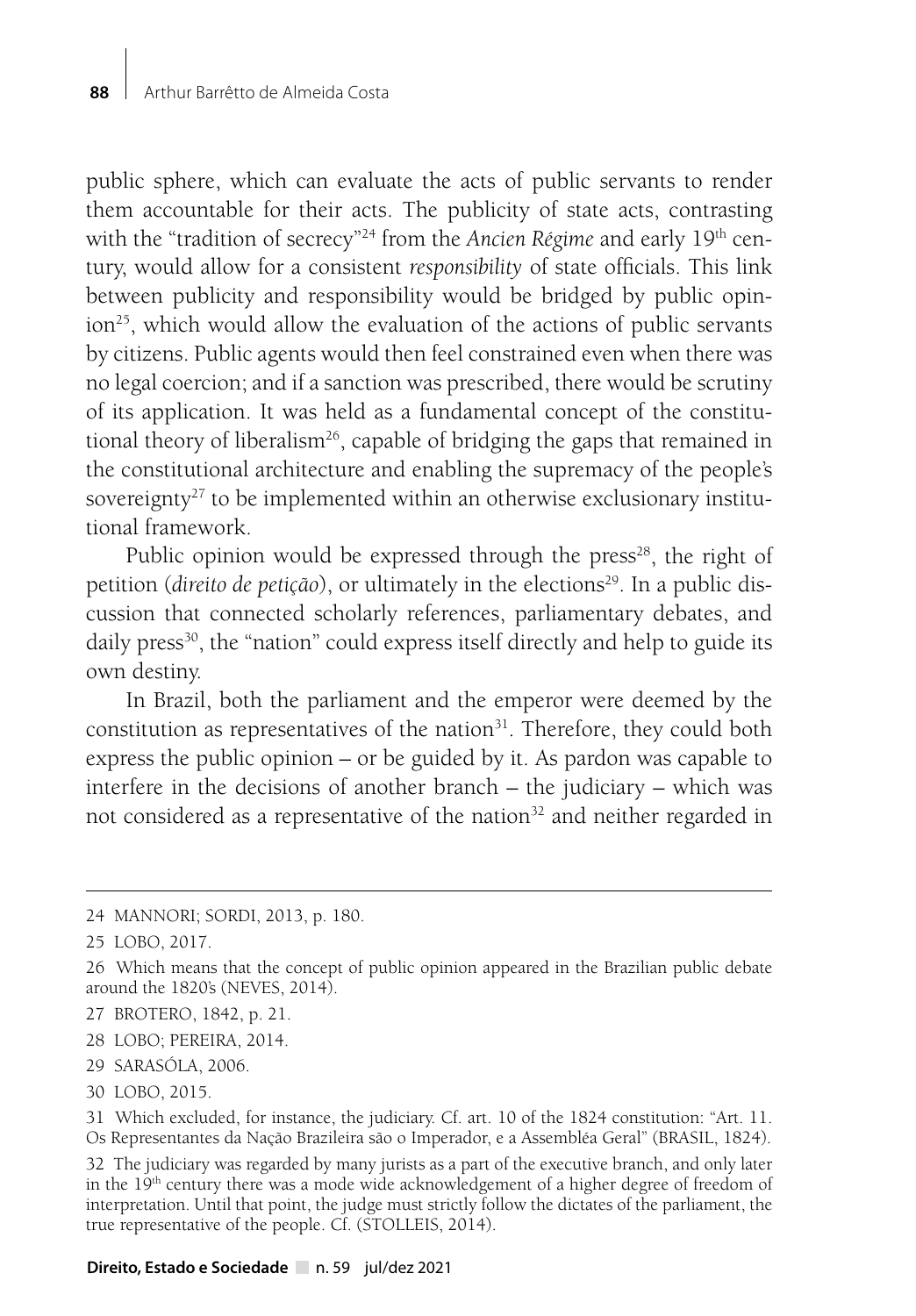public sphere, which can evaluate the acts of public servants to render them accountable for their acts. The publicity of state acts, contrasting with the "tradition of secrecy"[24] from the *Ancien Régime* and early 19th century, would allow for a consistent *responsibility* of state officials. This link between publicity and responsibility would be bridged by public opinion[25], which would allow the evaluation of the actions of public servants by citizens. Public agents would then feel constrained even when there was no legal coercion; and if a sanction was prescribed, there would be scrutiny of its application. It was held as a fundamental concept of the constitutional theory of liberalism[26], capable of bridging the gaps that remained in the constitutional architecture and enabling the supremacy of the people's sovereignty[27] to be implemented within an otherwise exclusionary institutional framework.

Public opinion would be expressed through the press[28], the right of petition (*direito de petição*), or ultimately in the elections[29]. In a public discussion that connected scholarly references, parliamentary debates, and daily press[30], the "nation" could express itself directly and help to guide its own destiny.

In Brazil, both the parliament and the emperor were deemed by the constitution as representatives of the nation[31]. Therefore, they could both express the public opinion – or be guided by it. As pardon was capable to interfere in the decisions of another branch – the judiciary – which was not considered as a representative of the nation[32] and neither regarded in

---

24 MANNORI; SORDI, 2013, p. 180.

25 LOBO, 2017.

26 Which means that the concept of public opinion appeared in the Brazilian public debate around the 1820's (NEVES, 2014).

27 BROTERO, 1842, p. 21.

28 LOBO; PEREIRA, 2014.

29 SARASÓLA, 2006.

30 LOBO, 2015.

31 Which excluded, for instance, the judiciary. Cf. art. 10 of the 1824 constitution: "Art. 11. Os Representantes da Nação Brazileira são o Imperador, e a Assembléa Geral" (BRASIL, 1824).

32 The judiciary was regarded by many jurists as a part of the executive branch, and only later in the 19th century there was a mode wide acknowledgement of a higher degree of freedom of interpretation. Until that point, the judge must strictly follow the dictates of the parliament, the true representative of the people. Cf. (STOLLEIS, 2014).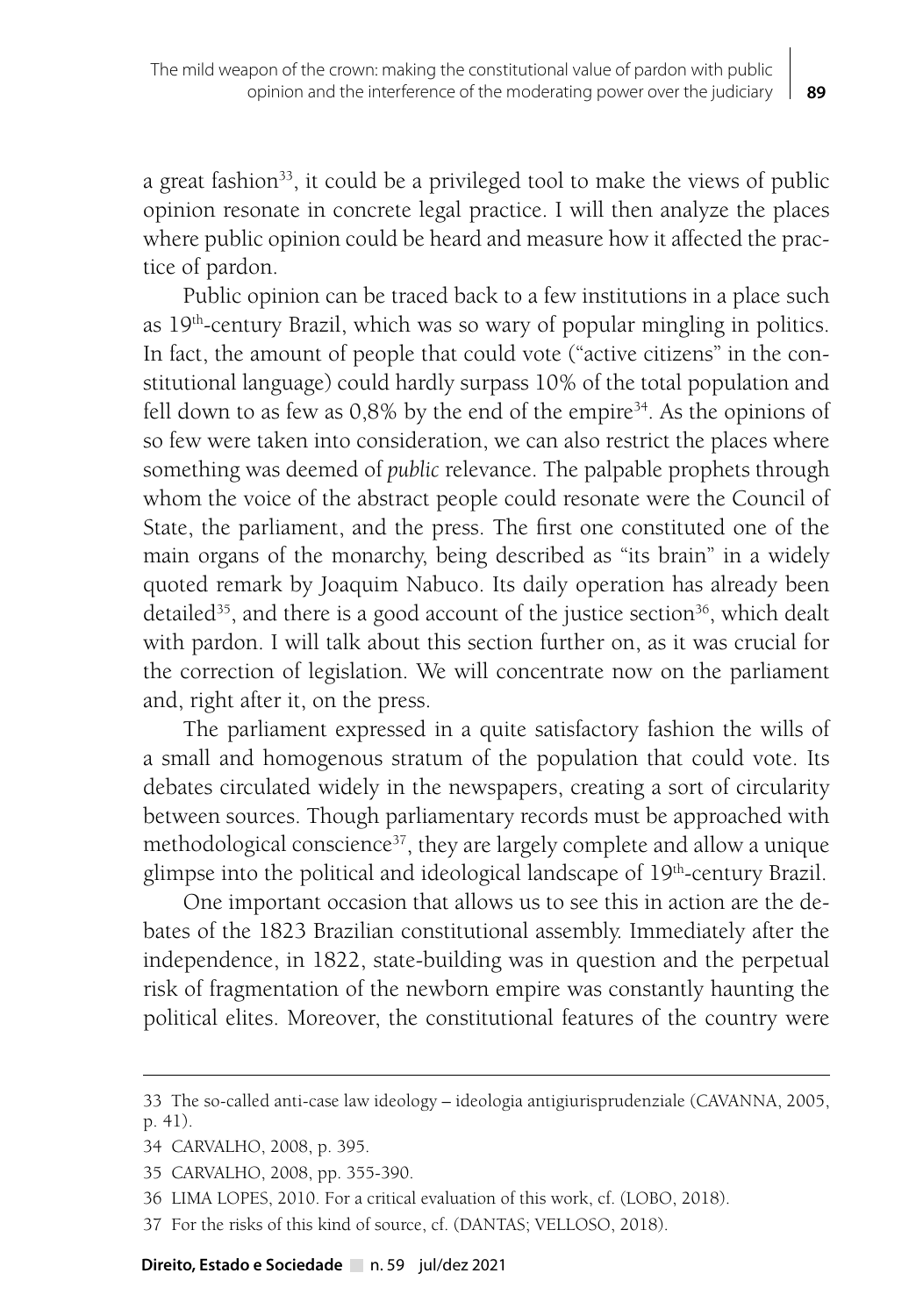a great fashion[33], it could be a privileged tool to make the views of public opinion resonate in concrete legal practice. I will then analyze the places where public opinion could be heard and measure how it affected the practice of pardon.

Public opinion can be traced back to a few institutions in a place such as 19th-century Brazil, which was so wary of popular mingling in politics. In fact, the amount of people that could vote ("active citizens" in the constitutional language) could hardly surpass 10% of the total population and fell down to as few as 0,8% by the end of the empire[34]. As the opinions of so few were taken into consideration, we can also restrict the places where something was deemed of *public* relevance. The palpable prophets through whom the voice of the abstract people could resonate were the Council of State, the parliament, and the press. The first one constituted one of the main organs of the monarchy, being described as "its brain" in a widely quoted remark by Joaquim Nabuco. Its daily operation has already been detailed[35], and there is a good account of the justice section[36], which dealt with pardon. I will talk about this section further on, as it was crucial for the correction of legislation. We will concentrate now on the parliament and, right after it, on the press.

The parliament expressed in a quite satisfactory fashion the wills of a small and homogenous stratum of the population that could vote. Its debates circulated widely in the newspapers, creating a sort of circularity between sources. Though parliamentary records must be approached with methodological conscience[37], they are largely complete and allow a unique glimpse into the political and ideological landscape of 19th-century Brazil.

One important occasion that allows us to see this in action are the debates of the 1823 Brazilian constitutional assembly. Immediately after the independence, in 1822, state-building was in question and the perpetual risk of fragmentation of the newborn empire was constantly haunting the political elites. Moreover, the constitutional features of the country were

---

33 The so-called anti-case law ideology – ideologia antigiurisprudenziale (CAVANNA, 2005, p. 41).

34 CARVALHO, 2008, p. 395.

35 CARVALHO, 2008, pp. 355-390.

36 LIMA LOPES, 2010. For a critical evaluation of this work, cf. (LOBO, 2018).

37 For the risks of this kind of source, cf. (DANTAS; VELLOSO, 2018).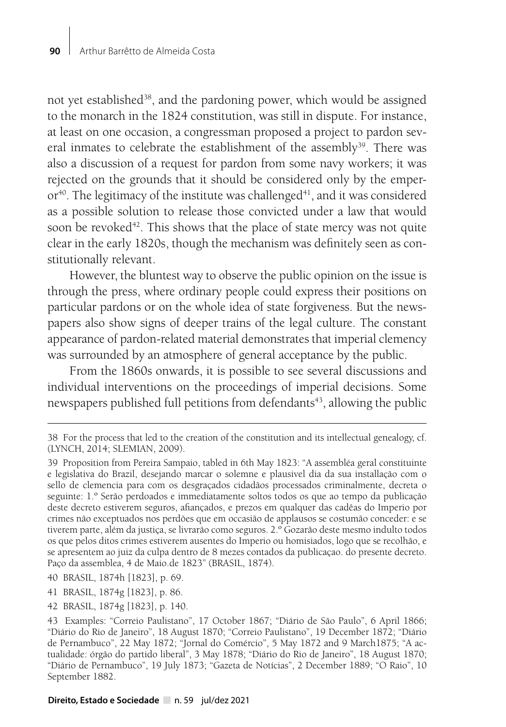not yet established[38], and the pardoning power, which would be assigned to the monarch in the 1824 constitution, was still in dispute. For instance, at least on one occasion, a congressman proposed a project to pardon several inmates to celebrate the establishment of the assembly[39]. There was also a discussion of a request for pardon from some navy workers; it was rejected on the grounds that it should be considered only by the emperor[40]. The legitimacy of the institute was challenged[41], and it was considered as a possible solution to release those convicted under a law that would soon be revoked[42]. This shows that the place of state mercy was not quite clear in the early 1820s, though the mechanism was definitely seen as constitutionally relevant.

However, the bluntest way to observe the public opinion on the issue is through the press, where ordinary people could express their positions on particular pardons or on the whole idea of state forgiveness. But the newspapers also show signs of deeper trains of the legal culture. The constant appearance of pardon-related material demonstrates that imperial clemency was surrounded by an atmosphere of general acceptance by the public.

From the 1860s onwards, it is possible to see several discussions and individual interventions on the proceedings of imperial decisions. Some newspapers published full petitions from defendants[43], allowing the public

---

38 For the process that led to the creation of the constitution and its intellectual genealogy, cf. (LYNCH, 2014; SLEMIAN, 2009).

39 Proposition from Pereira Sampaio, tabled in 6th May 1823: "A assembléa geral constituinte e legislativa do Brazil, desejando marcar o solemne e plausivel dia da sua installação com o sello de clemencia para com os desgraçados cidadãos processados criminalmente, decreta o seguinte: 1.º Serão perdoados e immediatamente soltos todos os que ao tempo da publicação deste decreto estiverem seguros, afiançados, e prezos em qualquer das cadêas do Imperio por crimes não exceptuados nos perdões que em occasião de applausos se costumão conceder: e se tiverem parte, além da justiça, se livrarão como seguros. 2.º Gozarão deste mesmo indulto todos os que pelos ditos crimes estiverem ausentes do Imperio ou homisiados, logo que se recolhão, e se apresentem ao juiz da culpa dentro de 8 mezes contados da publicaçao. do presente decreto. Paço da assemblea, 4 de Maio.de 1823" (BRASIL, 1874).

40 BRASIL, 1874h [1823], p. 69.

41 BRASIL, 1874g [1823], p. 86.

42 BRASIL, 1874g [1823], p. 140.

43 Examples: "Correio Paulistano", 17 October 1867; "Diário de São Paulo", 6 April 1866; "Diário do Rio de Janeiro", 18 August 1870; "Correio Paulistano", 19 December 1872; "Diário de Pernambuco", 22 May 1872; "Jornal do Comércio", 5 May 1872 and 9 March1875; "A actualidade: órgão do partido liberal", 3 May 1878; "Diário do Rio de Janeiro", 18 August 1870; "Diário de Pernambuco", 19 July 1873; "Gazeta de Notícias", 2 December 1889; "O Raio", 10 September 1882.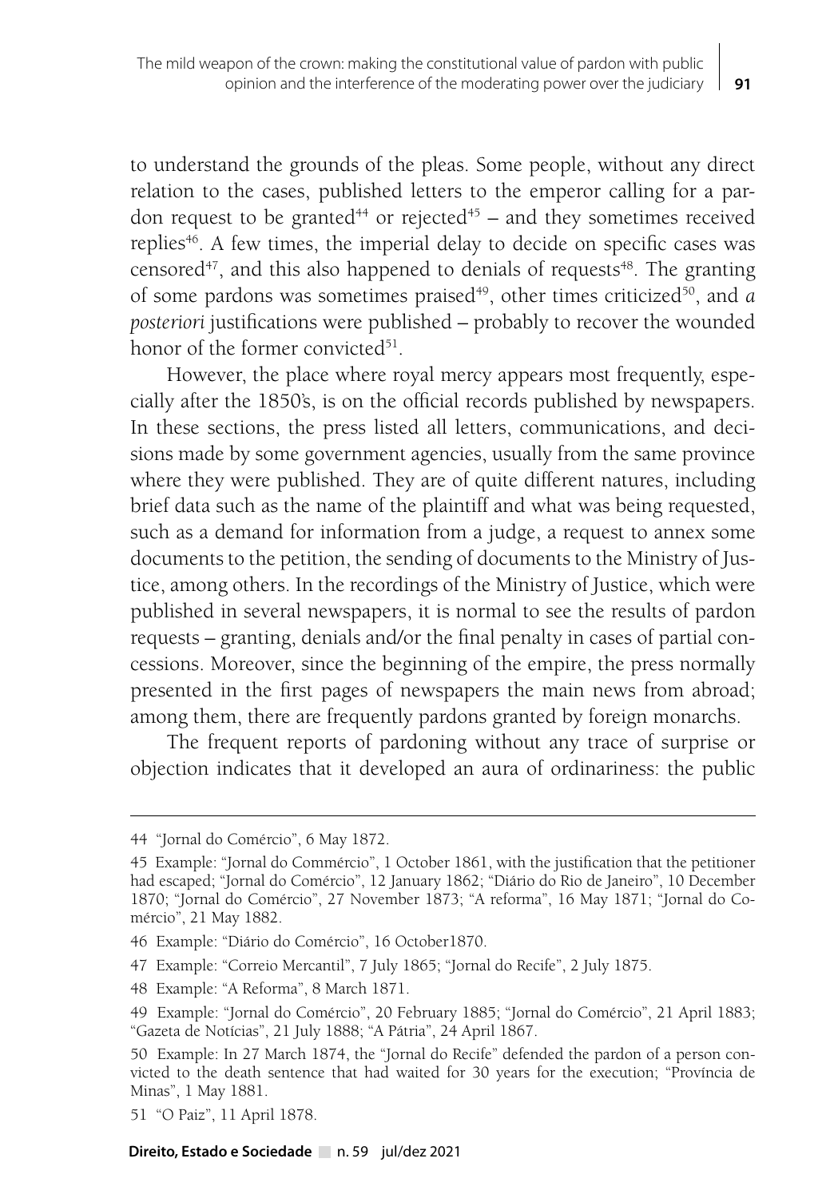to understand the grounds of the pleas. Some people, without any direct relation to the cases, published letters to the emperor calling for a pardon request to be granted[44] or rejected[45] – and they sometimes received replies[46]. A few times, the imperial delay to decide on specific cases was censored[47], and this also happened to denials of requests[48]. The granting of some pardons was sometimes praised[49], other times criticized[50], and *a posteriori* justifications were published – probably to recover the wounded honor of the former convicted[51].

However, the place where royal mercy appears most frequently, especially after the 1850's, is on the official records published by newspapers. In these sections, the press listed all letters, communications, and decisions made by some government agencies, usually from the same province where they were published. They are of quite different natures, including brief data such as the name of the plaintiff and what was being requested, such as a demand for information from a judge, a request to annex some documents to the petition, the sending of documents to the Ministry of Justice, among others. In the recordings of the Ministry of Justice, which were published in several newspapers, it is normal to see the results of pardon requests – granting, denials and/or the final penalty in cases of partial concessions. Moreover, since the beginning of the empire, the press normally presented in the first pages of newspapers the main news from abroad; among them, there are frequently pardons granted by foreign monarchs.

The frequent reports of pardoning without any trace of surprise or objection indicates that it developed an aura of ordinariness: the public

---

44 "Jornal do Comércio", 6 May 1872.

45 Example: "Jornal do Commércio", 1 October 1861, with the justification that the petitioner had escaped; "Jornal do Comércio", 12 January 1862; "Diário do Rio de Janeiro", 10 December 1870; "Jornal do Comércio", 27 November 1873; "A reforma", 16 May 1871; "Jornal do Comércio", 21 May 1882.

46 Example: "Diário do Comércio", 16 October1870.

47 Example: "Correio Mercantil", 7 July 1865; "Jornal do Recife", 2 July 1875.

48 Example: "A Reforma", 8 March 1871.

49 Example: "Jornal do Comércio", 20 February 1885; "Jornal do Comércio", 21 April 1883; "Gazeta de Notícias", 21 July 1888; "A Pátria", 24 April 1867.

50 Example: In 27 March 1874, the "Jornal do Recife" defended the pardon of a person convicted to the death sentence that had waited for 30 years for the execution; "Província de Minas", 1 May 1881.

51 "O Paiz", 11 April 1878.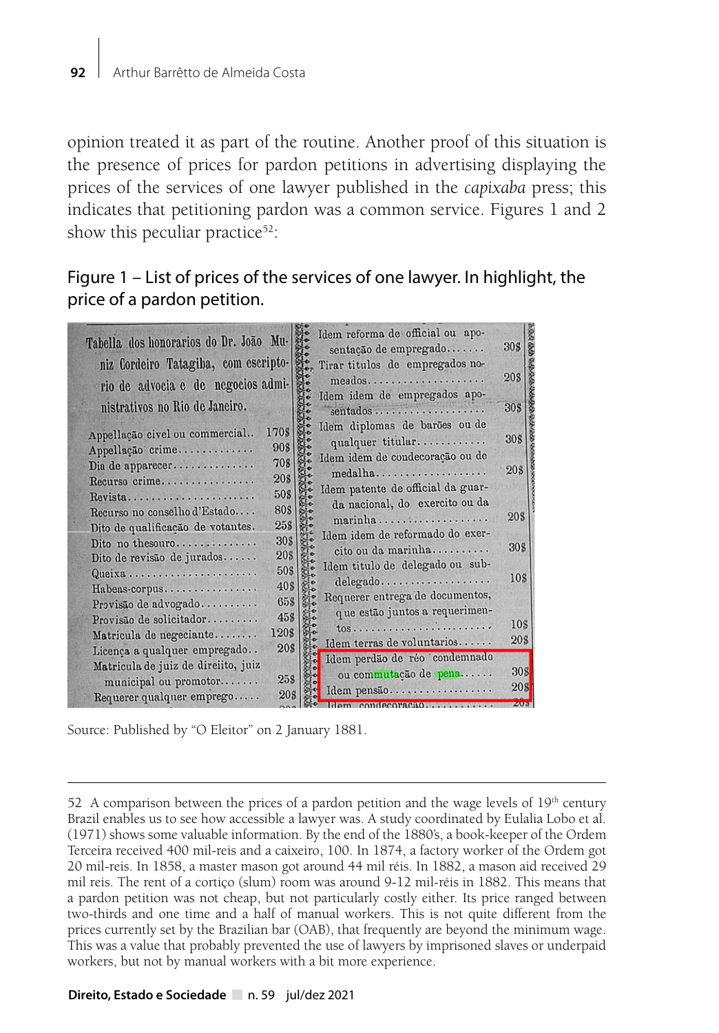opinion treated it as part of the routine. Another proof of this situation is the presence of prices for pardon petitions in advertising displaying the prices of the services of one lawyer published in the *capixaba* press; this indicates that petitioning pardon was a common service. Figures 1 and 2 show this peculiar practice[52]:

Figure 1 – List of prices of the services of one lawyer. In highlight, the price of a pardon petition.

Tabella dos honorarios do Dr. João Muniz Cordeiro Tatagiba, com escriptorio de advocia e de negocios administrativos no Rio de Janeiro.

| Serviço | Preço |
|---|---|
| Appellação civel ou commercial | 170$ |
| Appellação crime | 90$ |
| Dia de apparecer | 70$ |
| Recurso crime | 20$ |
| Revista | 50$ |
| Recurso no conselho d'Estado | 80$ |
| Dito de qualificação de votantes | 25$ |
| Dito no thesouro | 30$ |
| Dito de revisão de jurados | 20$ |
| Queixa | 50$ |
| Habeas-corpus | 40$ |
| Provisão de advogado | 65$ |
| Provisão de solicitador | 45$ |
| Matricula de negociante | 120$ |
| Licença a qualquer empregado | 20$ |
| Matricula de juiz de direiito, juiz municipal ou promotor | 25$ |
| Requerer qualquer emprego | 20$ |
| Idem reforma de official ou aposentação de empregado | 30$ |
| Tirar titulos de empregados nomeados | 20$ |
| Idem idem de empregados aposentados | 30$ |
| Idem diplomas de barões ou de qualquer titular | 30$ |
| Idem idem de condecoração ou de medalha | 20$ |
| Idem patente de official da guarda nacional, do exercito ou da marinha | 20$ |
| Idem idem de reformado do exercito ou da marinha | 30$ |
| Idem titulo de delegado ou subdelegado | 10$ |
| Requerer entrega de documentos, que estão juntos a requerimentos | 10$ |
| Idem terras de voluntarios | 20$ |
| **Idem perdão de réo condemnado ou commutação de pena** | **30$** |
| **Idem pensão** | **20$** |
| Idem condecoração | 20$ |

Source: Published by "O Eleitor" on 2 January 1881.

---

52 A comparison between the prices of a pardon petition and the wage levels of 19th century Brazil enables us to see how accessible a lawyer was. A study coordinated by Eulalia Lobo et al. (1971) shows some valuable information. By the end of the 1880's, a book-keeper of the Ordem Terceira received 400 mil-reis and a caixeiro, 100. In 1874, a factory worker of the Ordem got 20 mil-reis. In 1858, a master mason got around 44 mil réis. In 1882, a mason aid received 29 mil reis. The rent of a cortiço (slum) room was around 9-12 mil-réis in 1882. This means that a pardon petition was not cheap, but not particularly costly either. Its price ranged between two-thirds and one time and a half of manual workers. This is not quite different from the prices currently set by the Brazilian bar (OAB), that frequently are beyond the minimum wage. This was a value that probably prevented the use of lawyers by imprisoned slaves or underpaid workers, but not by manual workers with a bit more experience.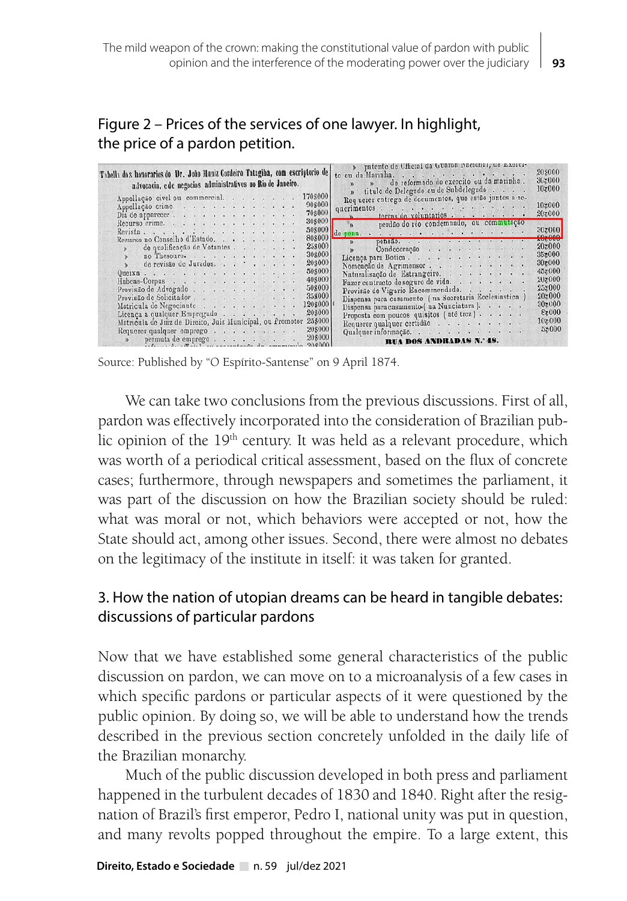## Figure 2 – Prices of the services of one lawyer. In highlight, the price of a pardon petition.

**Tabella dos honorarios do Dr. João Muniz Cordeiro Tatagiba, com escriptorio de advocacia, e de negocios administrativos no Rio de Janeiro.**

| Serviço | Preço |
|---|---|
| Appellação civel ou commercial | 170$000 |
| Appellação crime | 90$000 |
| Dia de apparecer | 70$000 |
| Recurso crime | 30$000 |
| Revista | 50$000 |
| Recurso no Conselho d'Estado | 80$000 |
| » de qualificação de Votantes | 25$000 |
| » no Thesouro | 30$000 |
| » de revisão de Jurados | 20$000 |
| Queixa | 50$000 |
| Habeas-Corpus | 40$000 |
| Provisão de Advogado | 50$000 |
| Provisão de Solicitador | 35$000 |
| Matricula de Negociante | 120$000 |
| Licença a qualquer Empregado | 20$000 |
| Matricula de Juiz de Direito, Juiz Municipal, ou Promotor | 25$000 |
| Requerer qualquer emprego | 20$000 |
| » permuta de emprego | 20$000 |
| » patente de Official da Guarda Nacional, de Exercito ou da Marinha | 20$000 |
| » » de reformado do exercito ou da marinha | 30$000 |
| » titulo de Delegado ou de Subdelegado | 10$000 |
| Requerer entrega de documentos, que estão juntos a requerimentos | 10$000 |
| » terras de voluntarios | 20$000 |
| » perdão do réo condemnado, ou commutação de pena | 30$000 |
| » pensão | 10$000 |
| » Condecoração | 20$000 |
| Licença para Botica | 35$000 |
| Nomeação de Agrimensor | 30$000 |
| Naturalisação de Estrangeiro | 45$000 |
| Fazer contracto de seguro de vida | 20$000 |
| Provisão de Vigario Encommendado | 25$000 |
| Dispensa para casamento (na Secretaria Ecclesiastica) | 20$000 |
| Dispensa para casamento (na Nunciatura) | 30$000 |
| Proposta com poucos quisitos (até trez) | 8$000 |
| Requerer qualquer certidão | 10$000 |
| Qualquer informação | 5$000 |

**RUA DOS ANDRADAS N.° 48.**

Source: Published by "O Espírito-Santense" on 9 April 1874.

We can take two conclusions from the previous discussions. First of all, pardon was effectively incorporated into the consideration of Brazilian public opinion of the 19th century. It was held as a relevant procedure, which was worth of a periodical critical assessment, based on the flux of concrete cases; furthermore, through newspapers and sometimes the parliament, it was part of the discussion on how the Brazilian society should be ruled: what was moral or not, which behaviors were accepted or not, how the State should act, among other issues. Second, there were almost no debates on the legitimacy of the institute in itself: it was taken for granted.

## 3. How the nation of utopian dreams can be heard in tangible debates: discussions of particular pardons

Now that we have established some general characteristics of the public discussion on pardon, we can move on to a microanalysis of a few cases in which specific pardons or particular aspects of it were questioned by the public opinion. By doing so, we will be able to understand how the trends described in the previous section concretely unfolded in the daily life of the Brazilian monarchy.

Much of the public discussion developed in both press and parliament happened in the turbulent decades of 1830 and 1840. Right after the resignation of Brazil's first emperor, Pedro I, national unity was put in question, and many revolts popped throughout the empire. To a large extent, this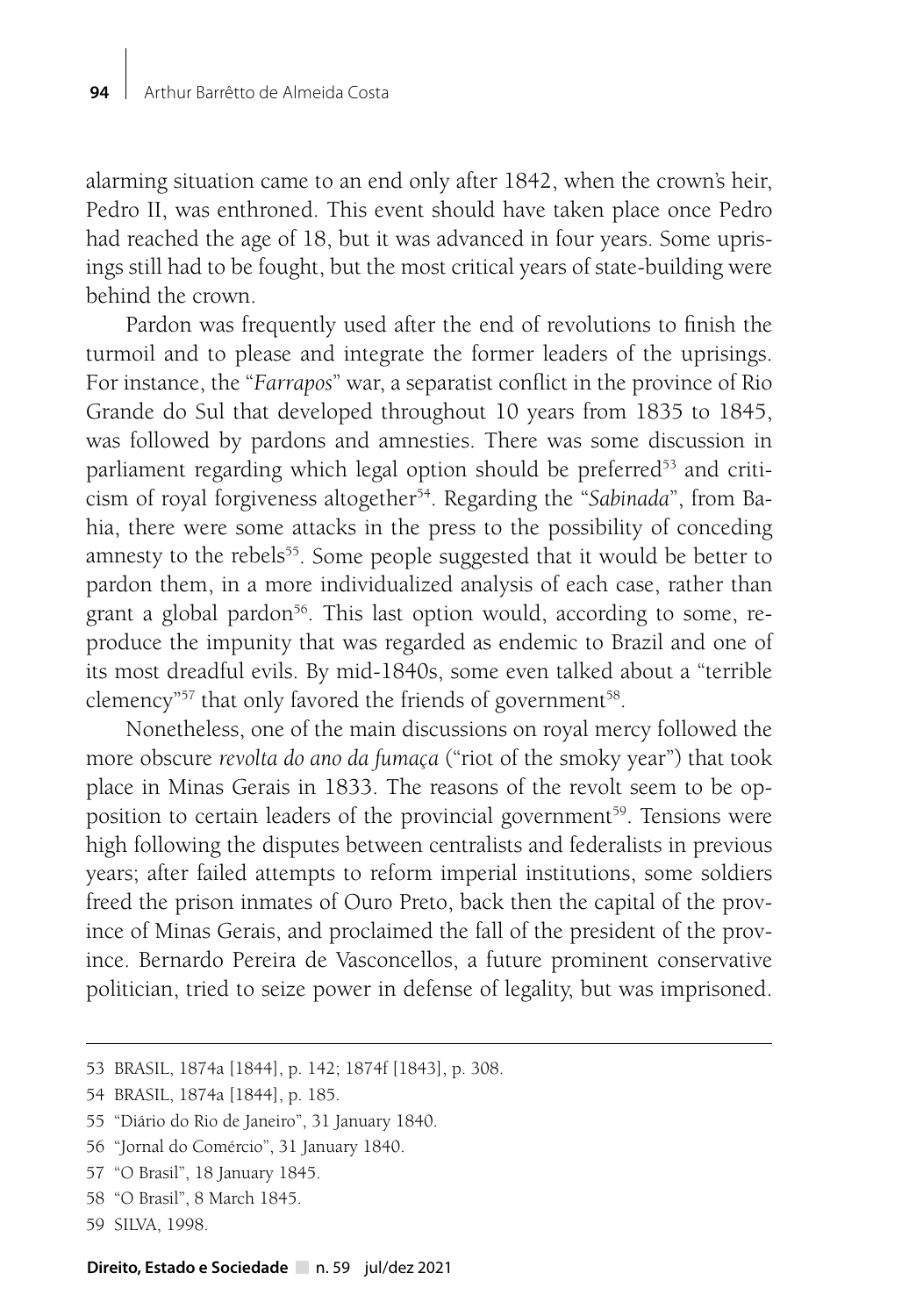alarming situation came to an end only after 1842, when the crown's heir, Pedro II, was enthroned. This event should have taken place once Pedro had reached the age of 18, but it was advanced in four years. Some uprisings still had to be fought, but the most critical years of state-building were behind the crown.

Pardon was frequently used after the end of revolutions to finish the turmoil and to please and integrate the former leaders of the uprisings. For instance, the "*Farrapos*" war, a separatist conflict in the province of Rio Grande do Sul that developed throughout 10 years from 1835 to 1845, was followed by pardons and amnesties. There was some discussion in parliament regarding which legal option should be preferred[53] and criticism of royal forgiveness altogether[54]. Regarding the "*Sabinada*", from Bahia, there were some attacks in the press to the possibility of conceding amnesty to the rebels[55]. Some people suggested that it would be better to pardon them, in a more individualized analysis of each case, rather than grant a global pardon[56]. This last option would, according to some, reproduce the impunity that was regarded as endemic to Brazil and one of its most dreadful evils. By mid-1840s, some even talked about a "terrible clemency"[57] that only favored the friends of government[58].

Nonetheless, one of the main discussions on royal mercy followed the more obscure *revolta do ano da fumaça* ("riot of the smoky year") that took place in Minas Gerais in 1833. The reasons of the revolt seem to be opposition to certain leaders of the provincial government[59]. Tensions were high following the disputes between centralists and federalists in previous years; after failed attempts to reform imperial institutions, some soldiers freed the prison inmates of Ouro Preto, back then the capital of the province of Minas Gerais, and proclaimed the fall of the president of the province. Bernardo Pereira de Vasconcellos, a future prominent conservative politician, tried to seize power in defense of legality, but was imprisoned.

---

53 BRASIL, 1874a [1844], p. 142; 1874f [1843], p. 308.

54 BRASIL, 1874a [1844], p. 185.

55 "Diário do Rio de Janeiro", 31 January 1840.

56 "Jornal do Comércio", 31 January 1840.

57 "O Brasil", 18 January 1845.

58 "O Brasil", 8 March 1845.

59 SILVA, 1998.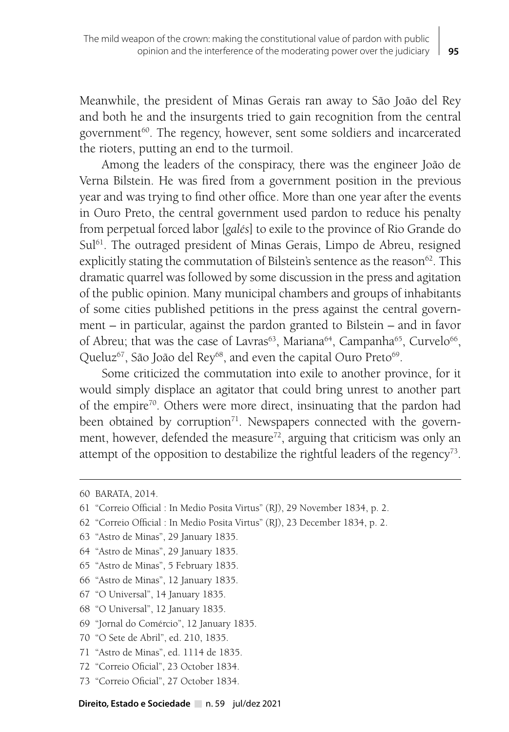Meanwhile, the president of Minas Gerais ran away to São João del Rey and both he and the insurgents tried to gain recognition from the central government[60]. The regency, however, sent some soldiers and incarcerated the rioters, putting an end to the turmoil.

Among the leaders of the conspiracy, there was the engineer João de Verna Bilstein. He was fired from a government position in the previous year and was trying to find other office. More than one year after the events in Ouro Preto, the central government used pardon to reduce his penalty from perpetual forced labor [*galés*] to exile to the province of Rio Grande do Sul[61]. The outraged president of Minas Gerais, Limpo de Abreu, resigned explicitly stating the commutation of Bilstein's sentence as the reason[62]. This dramatic quarrel was followed by some discussion in the press and agitation of the public opinion. Many municipal chambers and groups of inhabitants of some cities published petitions in the press against the central government – in particular, against the pardon granted to Bilstein – and in favor of Abreu; that was the case of Lavras[63], Mariana[64], Campanha[65], Curvelo[66], Queluz[67], São João del Rey[68], and even the capital Ouro Preto[69].

Some criticized the commutation into exile to another province, for it would simply displace an agitator that could bring unrest to another part of the empire[70]. Others were more direct, insinuating that the pardon had been obtained by corruption[71]. Newspapers connected with the government, however, defended the measure[72], arguing that criticism was only an attempt of the opposition to destabilize the rightful leaders of the regency[73].

---

60 BARATA, 2014.

61 "Correio Official : In Medio Posita Virtus" (RJ), 29 November 1834, p. 2.

62 "Correio Official : In Medio Posita Virtus" (RJ), 23 December 1834, p. 2.

63 "Astro de Minas", 29 January 1835.

64 "Astro de Minas", 29 January 1835.

65 "Astro de Minas", 5 February 1835.

66 "Astro de Minas", 12 January 1835.

67 "O Universal", 14 January 1835.

68 "O Universal", 12 January 1835.

69 "Jornal do Comércio", 12 January 1835.

70 "O Sete de Abril", ed. 210, 1835.

71 "Astro de Minas", ed. 1114 de 1835.

72 "Correio Oficial", 23 October 1834.

73 "Correio Oficial", 27 October 1834.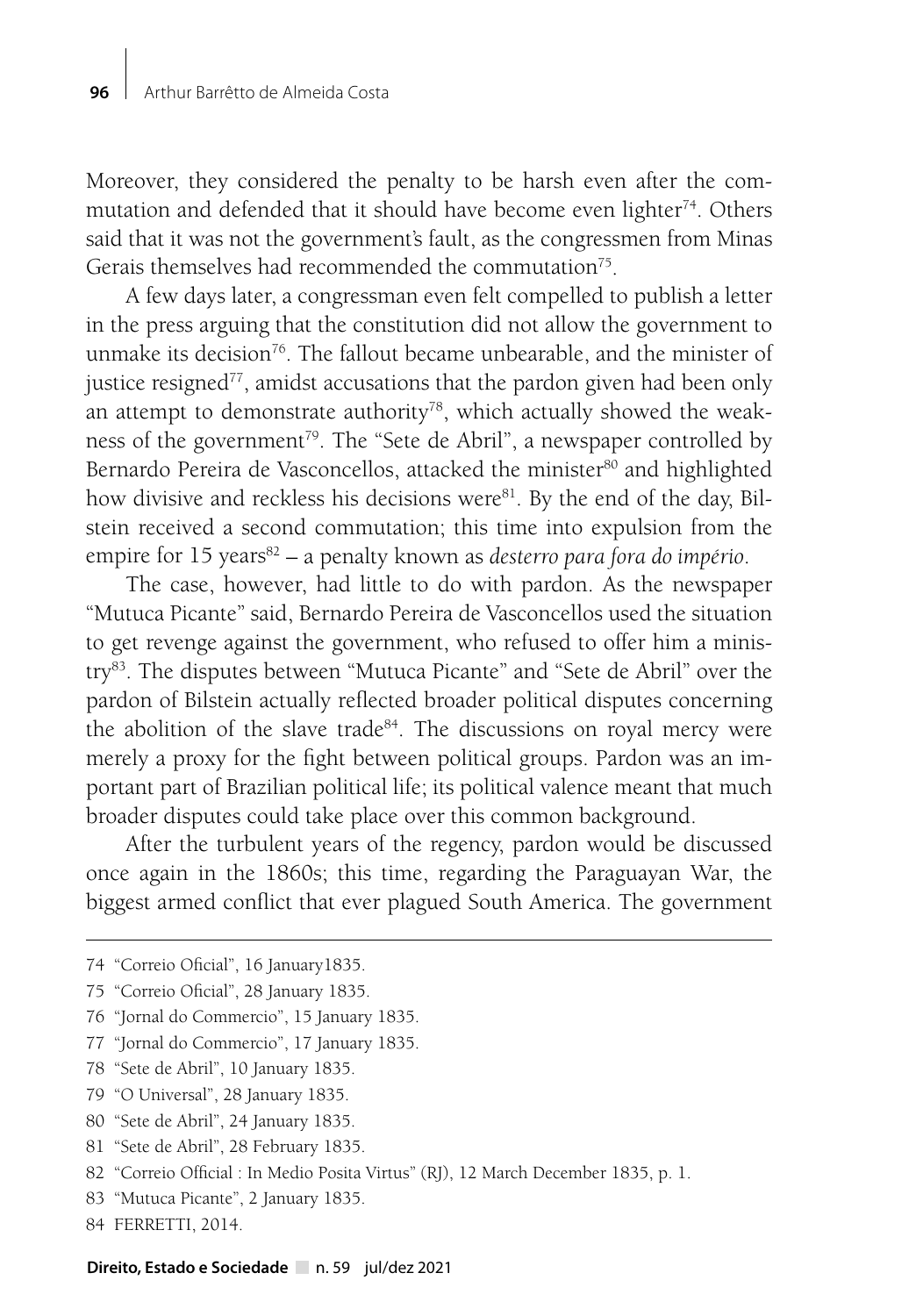Moreover, they considered the penalty to be harsh even after the commutation and defended that it should have become even lighter[74]. Others said that it was not the government's fault, as the congressmen from Minas Gerais themselves had recommended the commutation[75].

A few days later, a congressman even felt compelled to publish a letter in the press arguing that the constitution did not allow the government to unmake its decision[76]. The fallout became unbearable, and the minister of justice resigned[77], amidst accusations that the pardon given had been only an attempt to demonstrate authority[78], which actually showed the weakness of the government[79]. The "Sete de Abril", a newspaper controlled by Bernardo Pereira de Vasconcellos, attacked the minister[80] and highlighted how divisive and reckless his decisions were[81]. By the end of the day, Bilstein received a second commutation; this time into expulsion from the empire for 15 years[82] – a penalty known as *desterro para fora do império*.

The case, however, had little to do with pardon. As the newspaper "Mutuca Picante" said, Bernardo Pereira de Vasconcellos used the situation to get revenge against the government, who refused to offer him a ministry[83]. The disputes between "Mutuca Picante" and "Sete de Abril" over the pardon of Bilstein actually reflected broader political disputes concerning the abolition of the slave trade[84]. The discussions on royal mercy were merely a proxy for the fight between political groups. Pardon was an important part of Brazilian political life; its political valence meant that much broader disputes could take place over this common background.

After the turbulent years of the regency, pardon would be discussed once again in the 1860s; this time, regarding the Paraguayan War, the biggest armed conflict that ever plagued South America. The government

---

74 "Correio Oficial", 16 January1835.

75 "Correio Oficial", 28 January 1835.

76 "Jornal do Commercio", 15 January 1835.

77 "Jornal do Commercio", 17 January 1835.

78 "Sete de Abril", 10 January 1835.

79 "O Universal", 28 January 1835.

80 "Sete de Abril", 24 January 1835.

81 "Sete de Abril", 28 February 1835.

82 "Correio Official : In Medio Posita Virtus" (RJ), 12 March December 1835, p. 1.

83 "Mutuca Picante", 2 January 1835.

84 FERRETTI, 2014.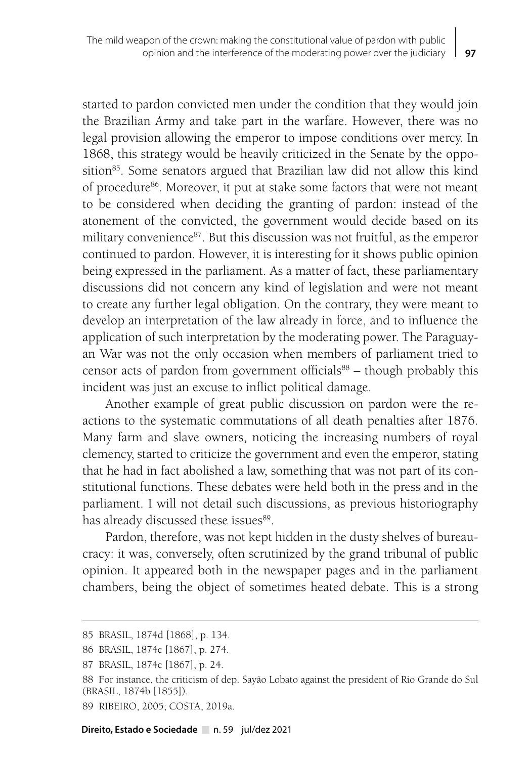started to pardon convicted men under the condition that they would join the Brazilian Army and take part in the warfare. However, there was no legal provision allowing the emperor to impose conditions over mercy. In 1868, this strategy would be heavily criticized in the Senate by the opposition[85]. Some senators argued that Brazilian law did not allow this kind of procedure[86]. Moreover, it put at stake some factors that were not meant to be considered when deciding the granting of pardon: instead of the atonement of the convicted, the government would decide based on its military convenience[87]. But this discussion was not fruitful, as the emperor continued to pardon. However, it is interesting for it shows public opinion being expressed in the parliament. As a matter of fact, these parliamentary discussions did not concern any kind of legislation and were not meant to create any further legal obligation. On the contrary, they were meant to develop an interpretation of the law already in force, and to influence the application of such interpretation by the moderating power. The Paraguayan War was not the only occasion when members of parliament tried to censor acts of pardon from government officials[88] – though probably this incident was just an excuse to inflict political damage.

Another example of great public discussion on pardon were the reactions to the systematic commutations of all death penalties after 1876. Many farm and slave owners, noticing the increasing numbers of royal clemency, started to criticize the government and even the emperor, stating that he had in fact abolished a law, something that was not part of its constitutional functions. These debates were held both in the press and in the parliament. I will not detail such discussions, as previous historiography has already discussed these issues[89].

Pardon, therefore, was not kept hidden in the dusty shelves of bureaucracy: it was, conversely, often scrutinized by the grand tribunal of public opinion. It appeared both in the newspaper pages and in the parliament chambers, being the object of sometimes heated debate. This is a strong

---

85 BRASIL, 1874d [1868], p. 134.

86 BRASIL, 1874c [1867], p. 274.

87 BRASIL, 1874c [1867], p. 24.

88 For instance, the criticism of dep. Sayão Lobato against the president of Rio Grande do Sul (BRASIL, 1874b [1855]).

89 RIBEIRO, 2005; COSTA, 2019a.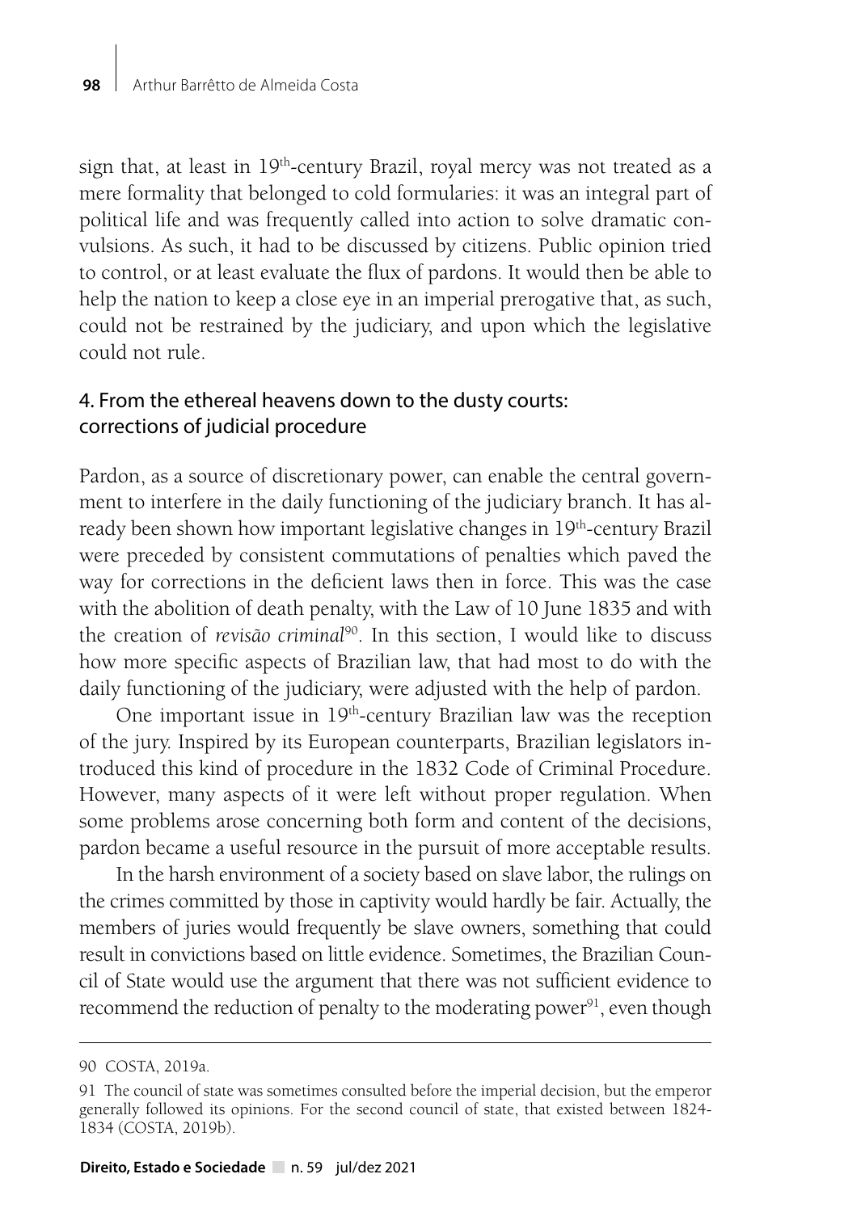sign that, at least in 19th-century Brazil, royal mercy was not treated as a mere formality that belonged to cold formularies: it was an integral part of political life and was frequently called into action to solve dramatic convulsions. As such, it had to be discussed by citizens. Public opinion tried to control, or at least evaluate the flux of pardons. It would then be able to help the nation to keep a close eye in an imperial prerogative that, as such, could not be restrained by the judiciary, and upon which the legislative could not rule.

## 4. From the ethereal heavens down to the dusty courts: corrections of judicial procedure

Pardon, as a source of discretionary power, can enable the central government to interfere in the daily functioning of the judiciary branch. It has already been shown how important legislative changes in 19th-century Brazil were preceded by consistent commutations of penalties which paved the way for corrections in the deficient laws then in force. This was the case with the abolition of death penalty, with the Law of 10 June 1835 and with the creation of *revisão criminal*[90]. In this section, I would like to discuss how more specific aspects of Brazilian law, that had most to do with the daily functioning of the judiciary, were adjusted with the help of pardon.

One important issue in 19th-century Brazilian law was the reception of the jury. Inspired by its European counterparts, Brazilian legislators introduced this kind of procedure in the 1832 Code of Criminal Procedure. However, many aspects of it were left without proper regulation. When some problems arose concerning both form and content of the decisions, pardon became a useful resource in the pursuit of more acceptable results.

In the harsh environment of a society based on slave labor, the rulings on the crimes committed by those in captivity would hardly be fair. Actually, the members of juries would frequently be slave owners, something that could result in convictions based on little evidence. Sometimes, the Brazilian Council of State would use the argument that there was not sufficient evidence to recommend the reduction of penalty to the moderating power[91], even though

---

90 COSTA, 2019a.

91 The council of state was sometimes consulted before the imperial decision, but the emperor generally followed its opinions. For the second council of state, that existed between 1824-1834 (COSTA, 2019b).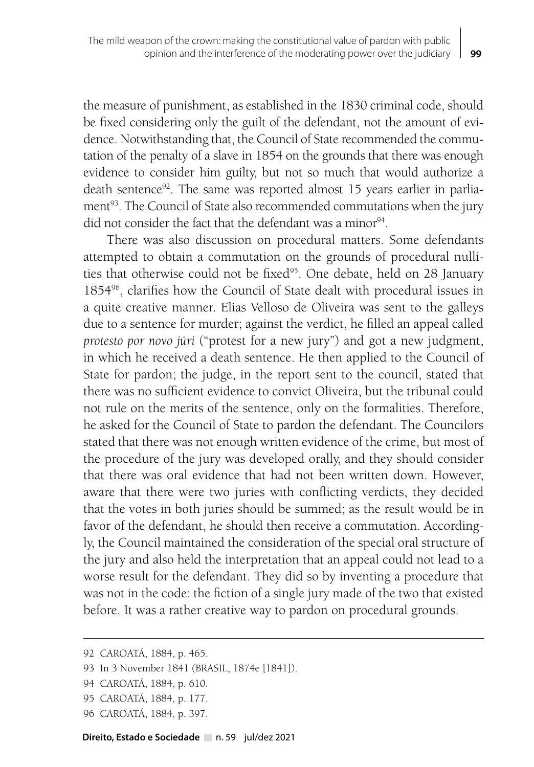the measure of punishment, as established in the 1830 criminal code, should be fixed considering only the guilt of the defendant, not the amount of evidence. Notwithstanding that, the Council of State recommended the commutation of the penalty of a slave in 1854 on the grounds that there was enough evidence to consider him guilty, but not so much that would authorize a death sentence[92]. The same was reported almost 15 years earlier in parliament[93]. The Council of State also recommended commutations when the jury did not consider the fact that the defendant was a minor[94].

There was also discussion on procedural matters. Some defendants attempted to obtain a commutation on the grounds of procedural nullities that otherwise could not be fixed[95]. One debate, held on 28 January 1854[96], clarifies how the Council of State dealt with procedural issues in a quite creative manner. Elias Velloso de Oliveira was sent to the galleys due to a sentence for murder; against the verdict, he filled an appeal called *protesto por novo júri* ("protest for a new jury") and got a new judgment, in which he received a death sentence. He then applied to the Council of State for pardon; the judge, in the report sent to the council, stated that there was no sufficient evidence to convict Oliveira, but the tribunal could not rule on the merits of the sentence, only on the formalities. Therefore, he asked for the Council of State to pardon the defendant. The Councilors stated that there was not enough written evidence of the crime, but most of the procedure of the jury was developed orally, and they should consider that there was oral evidence that had not been written down. However, aware that there were two juries with conflicting verdicts, they decided that the votes in both juries should be summed; as the result would be in favor of the defendant, he should then receive a commutation. Accordingly, the Council maintained the consideration of the special oral structure of the jury and also held the interpretation that an appeal could not lead to a worse result for the defendant. They did so by inventing a procedure that was not in the code: the fiction of a single jury made of the two that existed before. It was a rather creative way to pardon on procedural grounds.

92 CAROATÁ, 1884, p. 465.

93 In 3 November 1841 (BRASIL, 1874e [1841]).

94 CAROATÁ, 1884, p. 610.

95 CAROATÁ, 1884, p. 177.

96 CAROATÁ, 1884, p. 397.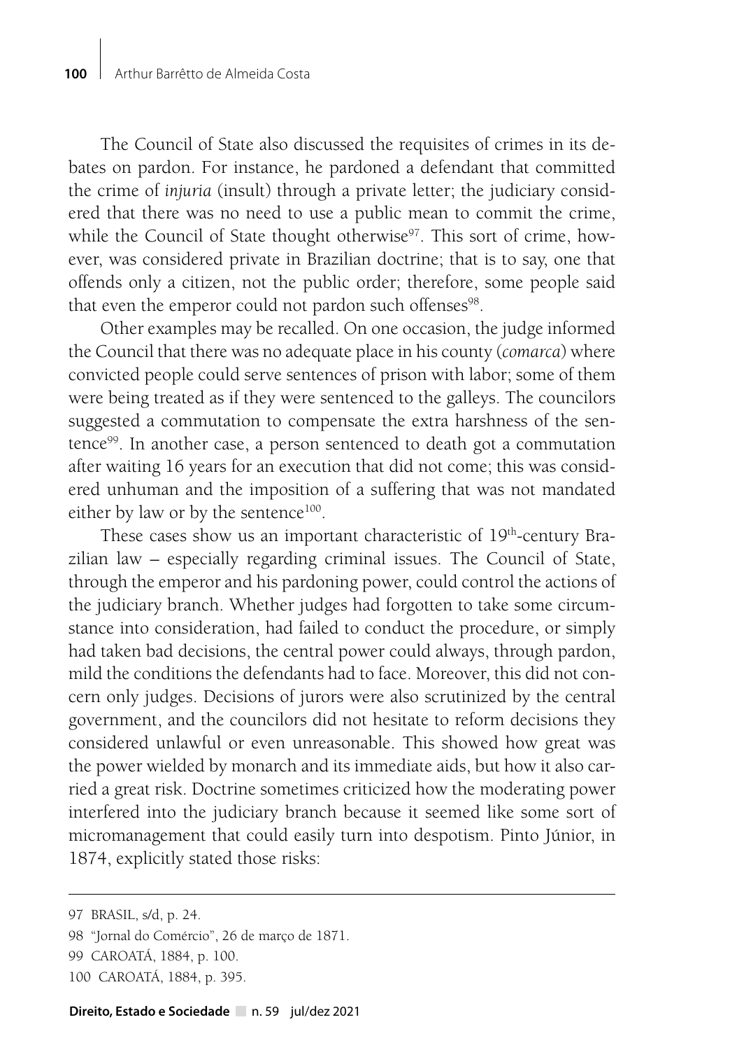The Council of State also discussed the requisites of crimes in its debates on pardon. For instance, he pardoned a defendant that committed the crime of *injuria* (insult) through a private letter; the judiciary considered that there was no need to use a public mean to commit the crime, while the Council of State thought otherwise[97]. This sort of crime, however, was considered private in Brazilian doctrine; that is to say, one that offends only a citizen, not the public order; therefore, some people said that even the emperor could not pardon such offenses[98].

Other examples may be recalled. On one occasion, the judge informed the Council that there was no adequate place in his county (*comarca*) where convicted people could serve sentences of prison with labor; some of them were being treated as if they were sentenced to the galleys. The councilors suggested a commutation to compensate the extra harshness of the sentence[99]. In another case, a person sentenced to death got a commutation after waiting 16 years for an execution that did not come; this was considered unhuman and the imposition of a suffering that was not mandated either by law or by the sentence[100].

These cases show us an important characteristic of 19th-century Brazilian law – especially regarding criminal issues. The Council of State, through the emperor and his pardoning power, could control the actions of the judiciary branch. Whether judges had forgotten to take some circumstance into consideration, had failed to conduct the procedure, or simply had taken bad decisions, the central power could always, through pardon, mild the conditions the defendants had to face. Moreover, this did not concern only judges. Decisions of jurors were also scrutinized by the central government, and the councilors did not hesitate to reform decisions they considered unlawful or even unreasonable. This showed how great was the power wielded by monarch and its immediate aids, but how it also carried a great risk. Doctrine sometimes criticized how the moderating power interfered into the judiciary branch because it seemed like some sort of micromanagement that could easily turn into despotism. Pinto Júnior, in 1874, explicitly stated those risks:

---

97 BRASIL, s/d, p. 24.

98 "Jornal do Comércio", 26 de março de 1871.

99 CAROATÁ, 1884, p. 100.

100 CAROATÁ, 1884, p. 395.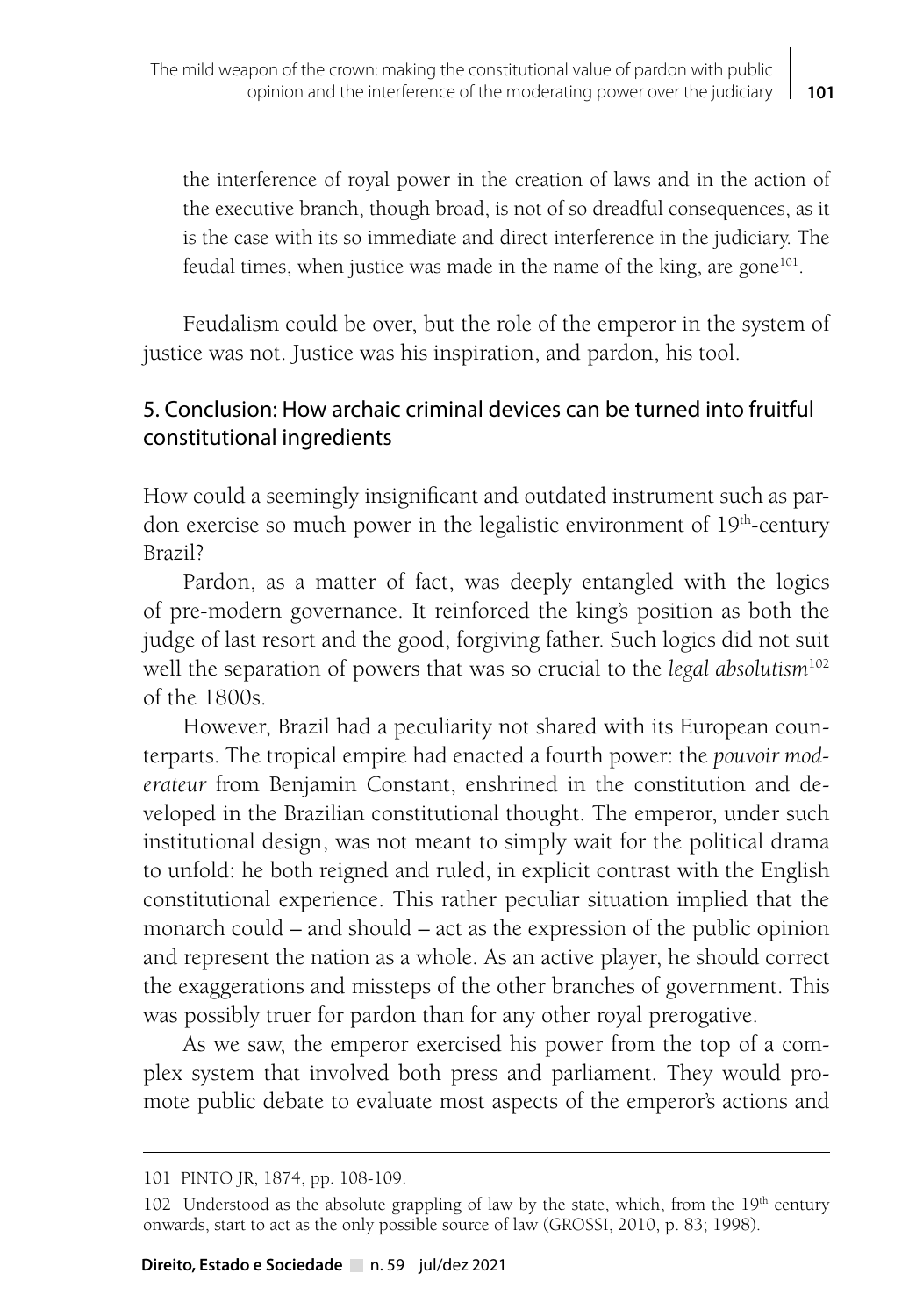the interference of royal power in the creation of laws and in the action of the executive branch, though broad, is not of so dreadful consequences, as it is the case with its so immediate and direct interference in the judiciary. The feudal times, when justice was made in the name of the king, are gone[101].

Feudalism could be over, but the role of the emperor in the system of justice was not. Justice was his inspiration, and pardon, his tool.

## 5. Conclusion: How archaic criminal devices can be turned into fruitful constitutional ingredients

How could a seemingly insignificant and outdated instrument such as pardon exercise so much power in the legalistic environment of 19th-century Brazil?

Pardon, as a matter of fact, was deeply entangled with the logics of pre-modern governance. It reinforced the king's position as both the judge of last resort and the good, forgiving father. Such logics did not suit well the separation of powers that was so crucial to the *legal absolutism*[102] of the 1800s.

However, Brazil had a peculiarity not shared with its European counterparts. The tropical empire had enacted a fourth power: the *pouvoir moderateur* from Benjamin Constant, enshrined in the constitution and developed in the Brazilian constitutional thought. The emperor, under such institutional design, was not meant to simply wait for the political drama to unfold: he both reigned and ruled, in explicit contrast with the English constitutional experience. This rather peculiar situation implied that the monarch could – and should – act as the expression of the public opinion and represent the nation as a whole. As an active player, he should correct the exaggerations and missteps of the other branches of government. This was possibly truer for pardon than for any other royal prerogative.

As we saw, the emperor exercised his power from the top of a complex system that involved both press and parliament. They would promote public debate to evaluate most aspects of the emperor's actions and

---

101 PINTO JR, 1874, pp. 108-109.

102 Understood as the absolute grappling of law by the state, which, from the 19th century onwards, start to act as the only possible source of law (GROSSI, 2010, p. 83; 1998).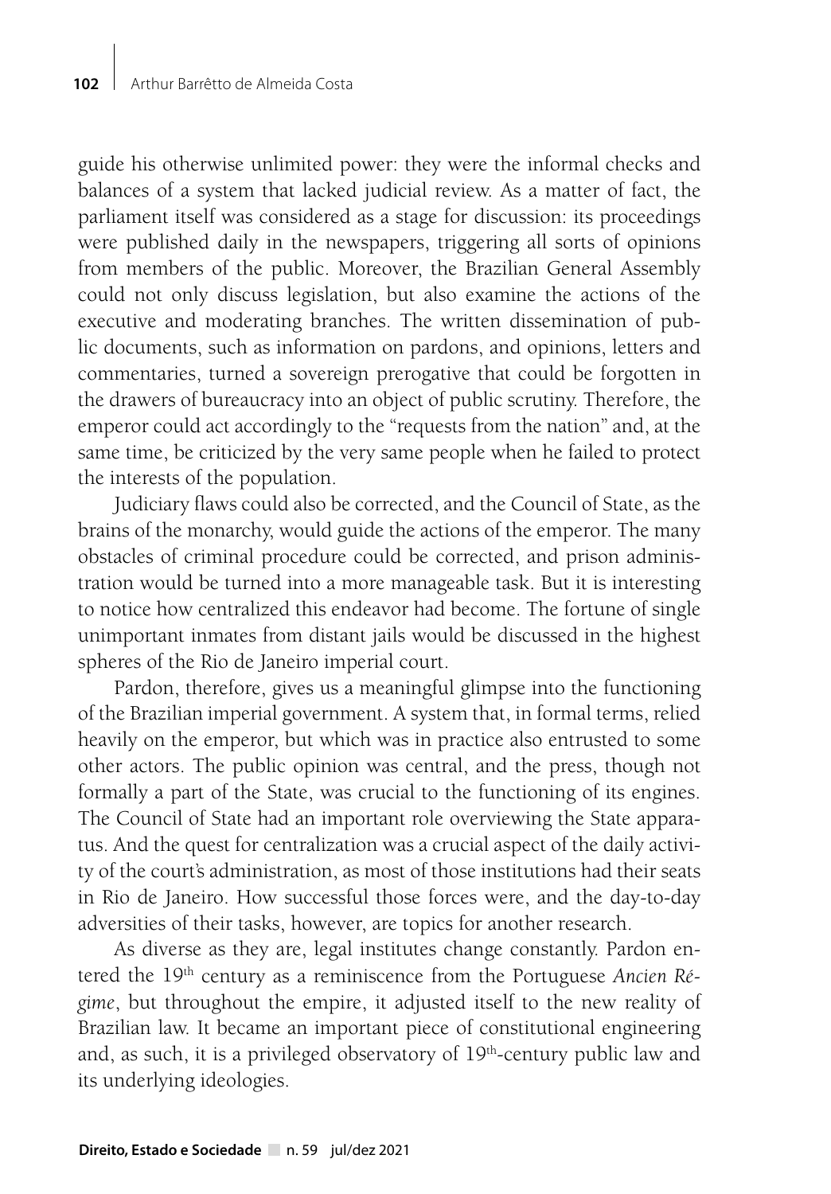guide his otherwise unlimited power: they were the informal checks and balances of a system that lacked judicial review. As a matter of fact, the parliament itself was considered as a stage for discussion: its proceedings were published daily in the newspapers, triggering all sorts of opinions from members of the public. Moreover, the Brazilian General Assembly could not only discuss legislation, but also examine the actions of the executive and moderating branches. The written dissemination of public documents, such as information on pardons, and opinions, letters and commentaries, turned a sovereign prerogative that could be forgotten in the drawers of bureaucracy into an object of public scrutiny. Therefore, the emperor could act accordingly to the "requests from the nation" and, at the same time, be criticized by the very same people when he failed to protect the interests of the population.

Judiciary flaws could also be corrected, and the Council of State, as the brains of the monarchy, would guide the actions of the emperor. The many obstacles of criminal procedure could be corrected, and prison administration would be turned into a more manageable task. But it is interesting to notice how centralized this endeavor had become. The fortune of single unimportant inmates from distant jails would be discussed in the highest spheres of the Rio de Janeiro imperial court.

Pardon, therefore, gives us a meaningful glimpse into the functioning of the Brazilian imperial government. A system that, in formal terms, relied heavily on the emperor, but which was in practice also entrusted to some other actors. The public opinion was central, and the press, though not formally a part of the State, was crucial to the functioning of its engines. The Council of State had an important role overviewing the State apparatus. And the quest for centralization was a crucial aspect of the daily activity of the court's administration, as most of those institutions had their seats in Rio de Janeiro. How successful those forces were, and the day-to-day adversities of their tasks, however, are topics for another research.

As diverse as they are, legal institutes change constantly. Pardon entered the 19th century as a reminiscence from the Portuguese *Ancien Régime*, but throughout the empire, it adjusted itself to the new reality of Brazilian law. It became an important piece of constitutional engineering and, as such, it is a privileged observatory of 19th-century public law and its underlying ideologies.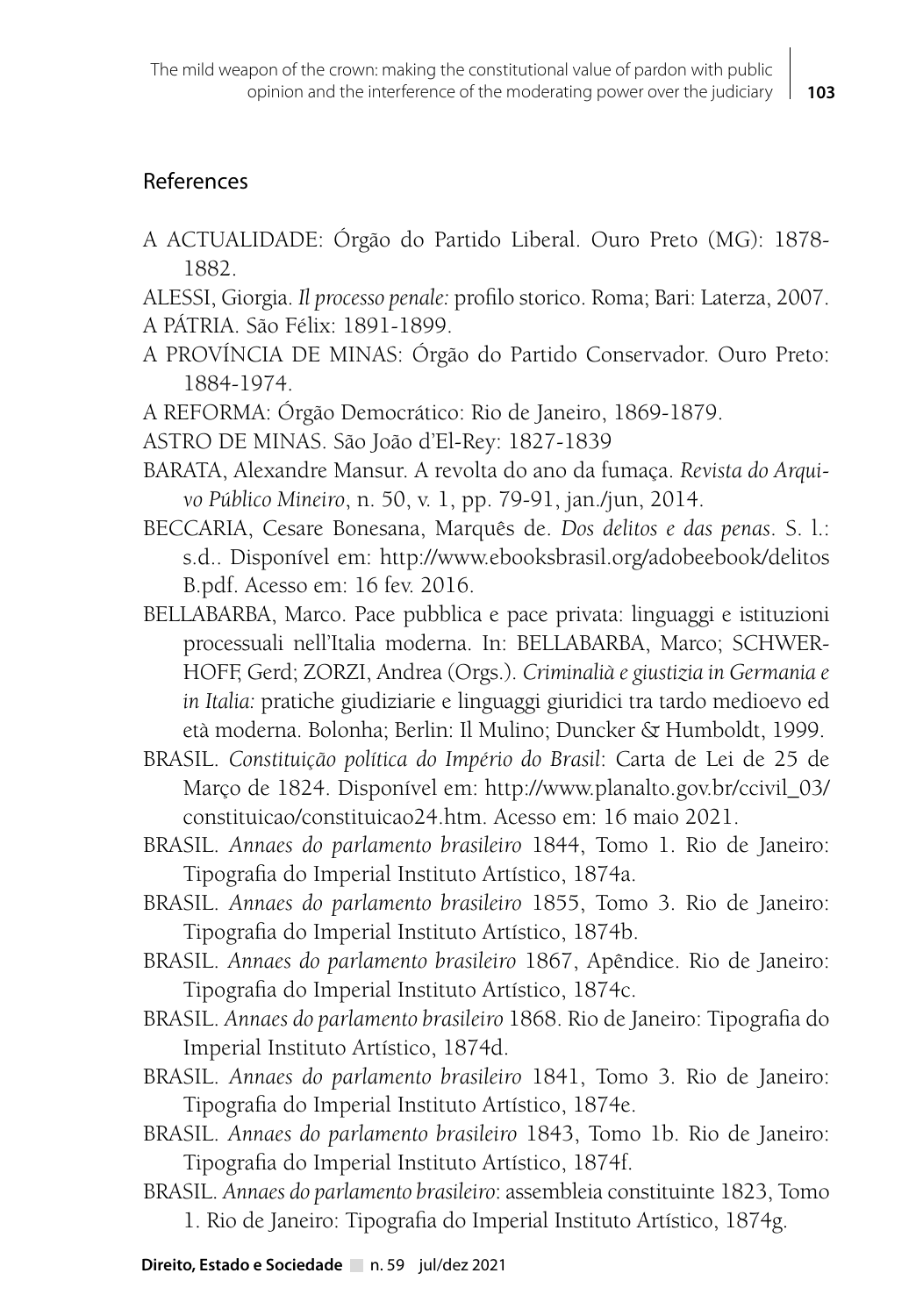## References

A ACTUALIDADE: Órgão do Partido Liberal. Ouro Preto (MG): 1878-1882.

ALESSI, Giorgia. *Il processo penale:* profilo storico. Roma; Bari: Laterza, 2007.

A PÁTRIA. São Félix: 1891-1899.

A PROVÍNCIA DE MINAS: Órgão do Partido Conservador. Ouro Preto: 1884-1974.

A REFORMA: Órgão Democrático: Rio de Janeiro, 1869-1879.

ASTRO DE MINAS. São João d'El-Rey: 1827-1839

BARATA, Alexandre Mansur. A revolta do ano da fumaça. *Revista do Arquivo Público Mineiro*, n. 50, v. 1, pp. 79-91, jan./jun, 2014.

BECCARIA, Cesare Bonesana, Marquês de. *Dos delitos e das penas*. S. l.: s.d.. Disponível em: http://www.ebooksbrasil.org/adobeebook/delitosB.pdf. Acesso em: 16 fev. 2016.

BELLABARBA, Marco. Pace pubblica e pace privata: linguaggi e istituzioni processuali nell'Italia moderna. In: BELLABARBA, Marco; SCHWERHOFF, Gerd; ZORZI, Andrea (Orgs.). *Criminalià e giustizia in Germania e in Italia:* pratiche giudiziarie e linguaggi giuridici tra tardo medioevo ed età moderna. Bolonha; Berlin: Il Mulino; Duncker & Humboldt, 1999.

BRASIL. *Constituição política do Império do Brasil*: Carta de Lei de 25 de Março de 1824. Disponível em: http://www.planalto.gov.br/ccivil_03/constituicao/constituicao24.htm. Acesso em: 16 maio 2021.

BRASIL. *Annaes do parlamento brasileiro* 1844, Tomo 1. Rio de Janeiro: Tipografia do Imperial Instituto Artístico, 1874a.

BRASIL. *Annaes do parlamento brasileiro* 1855, Tomo 3. Rio de Janeiro: Tipografia do Imperial Instituto Artístico, 1874b.

BRASIL. *Annaes do parlamento brasileiro* 1867, Apêndice. Rio de Janeiro: Tipografia do Imperial Instituto Artístico, 1874c.

BRASIL. *Annaes do parlamento brasileiro* 1868. Rio de Janeiro: Tipografia do Imperial Instituto Artístico, 1874d.

BRASIL. *Annaes do parlamento brasileiro* 1841, Tomo 3. Rio de Janeiro: Tipografia do Imperial Instituto Artístico, 1874e.

BRASIL. *Annaes do parlamento brasileiro* 1843, Tomo 1b. Rio de Janeiro: Tipografia do Imperial Instituto Artístico, 1874f.

BRASIL. *Annaes do parlamento brasileiro*: assembleia constituinte 1823, Tomo 1. Rio de Janeiro: Tipografia do Imperial Instituto Artístico, 1874g.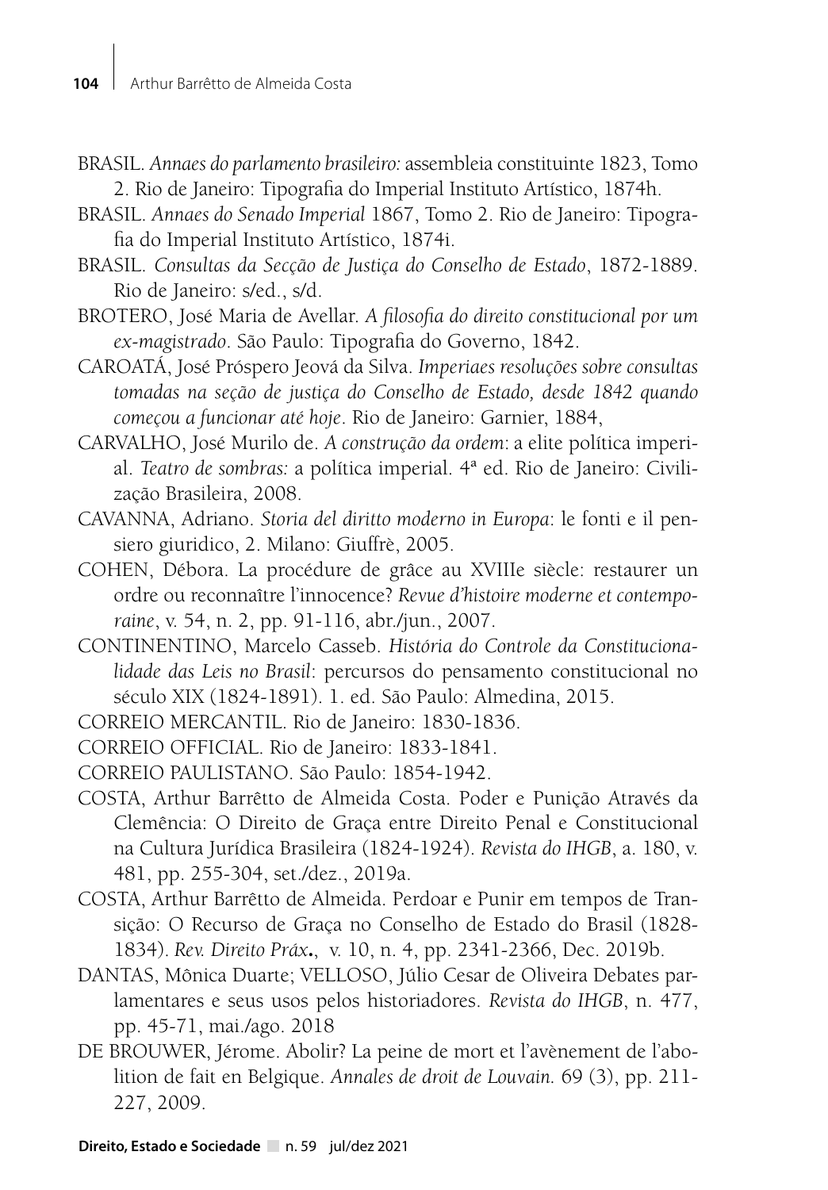BRASIL. *Annaes do parlamento brasileiro:* assembleia constituinte 1823, Tomo 2. Rio de Janeiro: Tipografia do Imperial Instituto Artístico, 1874h.

BRASIL. *Annaes do Senado Imperial* 1867, Tomo 2. Rio de Janeiro: Tipografia do Imperial Instituto Artístico, 1874i.

BRASIL. *Consultas da Secção de Justiça do Conselho de Estado*, 1872-1889. Rio de Janeiro: s/ed., s/d.

BROTERO, José Maria de Avellar. *A filosofia do direito constitucional por um ex-magistrado*. São Paulo: Tipografia do Governo, 1842.

CAROATÁ, José Próspero Jeová da Silva. *Imperiaes resoluções sobre consultas tomadas na seção de justiça do Conselho de Estado, desde 1842 quando começou a funcionar até hoje*. Rio de Janeiro: Garnier, 1884,

CARVALHO, José Murilo de. *A construção da ordem*: a elite política imperial. *Teatro de sombras:* a política imperial. 4ª ed. Rio de Janeiro: Civilização Brasileira, 2008.

CAVANNA, Adriano. *Storia del diritto moderno in Europa*: le fonti e il pensiero giuridico, 2. Milano: Giuffrè, 2005.

COHEN, Débora. La procédure de grâce au XVIIIe siècle: restaurer un ordre ou reconnaître l'innocence? *Revue d'histoire moderne et contemporaine*, v. 54, n. 2, pp. 91-116, abr./jun., 2007.

CONTINENTINO, Marcelo Casseb. *História do Controle da Constitucionalidade das Leis no Brasil*: percursos do pensamento constitucional no século XIX (1824-1891). 1. ed. São Paulo: Almedina, 2015.

CORREIO MERCANTIL. Rio de Janeiro: 1830-1836.

CORREIO OFFICIAL. Rio de Janeiro: 1833-1841.

CORREIO PAULISTANO. São Paulo: 1854-1942.

COSTA, Arthur Barrêtto de Almeida Costa. Poder e Punição Através da Clemência: O Direito de Graça entre Direito Penal e Constitucional na Cultura Jurídica Brasileira (1824-1924). *Revista do IHGB*, a. 180, v. 481, pp. 255-304, set./dez., 2019a.

COSTA, Arthur Barrêtto de Almeida. Perdoar e Punir em tempos de Transição: O Recurso de Graça no Conselho de Estado do Brasil (1828-1834). *Rev. Direito Práx.*, v. 10, n. 4, pp. 2341-2366, Dec. 2019b.

DANTAS, Mônica Duarte; VELLOSO, Júlio Cesar de Oliveira Debates parlamentares e seus usos pelos historiadores. *Revista do IHGB*, n. 477, pp. 45-71, mai./ago. 2018

DE BROUWER, Jérome. Abolir? La peine de mort et l'avènement de l'abolition de fait en Belgique. *Annales de droit de Louvain.* 69 (3), pp. 211-227, 2009.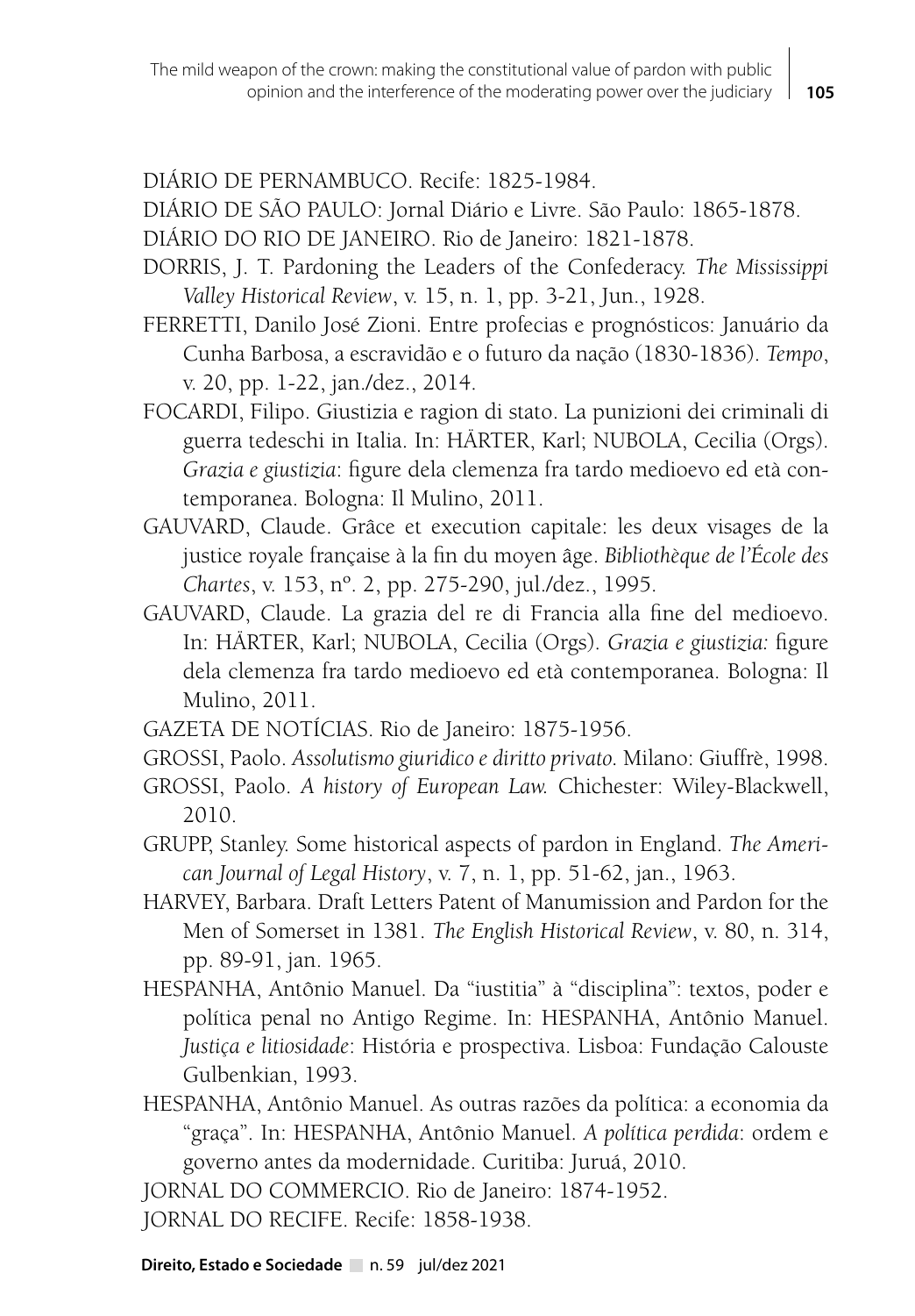DIÁRIO DE PERNAMBUCO. Recife: 1825-1984.

DIÁRIO DE SÃO PAULO: Jornal Diário e Livre. São Paulo: 1865-1878.

DIÁRIO DO RIO DE JANEIRO. Rio de Janeiro: 1821-1878.

DORRIS, J. T. Pardoning the Leaders of the Confederacy. *The Mississippi Valley Historical Review*, v. 15, n. 1, pp. 3-21, Jun., 1928.

FERRETTI, Danilo José Zioni. Entre profecias e prognósticos: Januário da Cunha Barbosa, a escravidão e o futuro da nação (1830-1836). *Tempo*, v. 20, pp. 1-22, jan./dez., 2014.

FOCARDI, Filipo. Giustizia e ragion di stato. La punizioni dei criminali di guerra tedeschi in Italia. In: HÄRTER, Karl; NUBOLA, Cecilia (Orgs). *Grazia e giustizia*: figure dela clemenza fra tardo medioevo ed età contemporanea. Bologna: Il Mulino, 2011.

GAUVARD, Claude. Grâce et execution capitale: les deux visages de la justice royale française à la fin du moyen âge. *Bibliothèque de l'École des Chartes*, v. 153, nº. 2, pp. 275-290, jul./dez., 1995.

GAUVARD, Claude. La grazia del re di Francia alla fine del medioevo. In: HÄRTER, Karl; NUBOLA, Cecilia (Orgs). *Grazia e giustizia:* figure dela clemenza fra tardo medioevo ed età contemporanea. Bologna: Il Mulino, 2011.

GAZETA DE NOTÍCIAS. Rio de Janeiro: 1875-1956.

GROSSI, Paolo. *Assolutismo giuridico e diritto privato.* Milano: Giuffrè, 1998.

GROSSI, Paolo. *A history of European Law.* Chichester: Wiley-Blackwell, 2010.

GRUPP, Stanley. Some historical aspects of pardon in England. *The American Journal of Legal History*, v. 7, n. 1, pp. 51-62, jan., 1963.

HARVEY, Barbara. Draft Letters Patent of Manumission and Pardon for the Men of Somerset in 1381. *The English Historical Review*, v. 80, n. 314, pp. 89-91, jan. 1965.

HESPANHA, Antônio Manuel. Da "iustitia" à "disciplina": textos, poder e política penal no Antigo Regime. In: HESPANHA, Antônio Manuel. *Justiça e litiosidade*: História e prospectiva. Lisboa: Fundação Calouste Gulbenkian, 1993.

HESPANHA, Antônio Manuel. As outras razões da política: a economia da "graça". In: HESPANHA, Antônio Manuel. *A política perdida*: ordem e governo antes da modernidade. Curitiba: Juruá, 2010.

JORNAL DO COMMERCIO. Rio de Janeiro: 1874-1952.

JORNAL DO RECIFE. Recife: 1858-1938.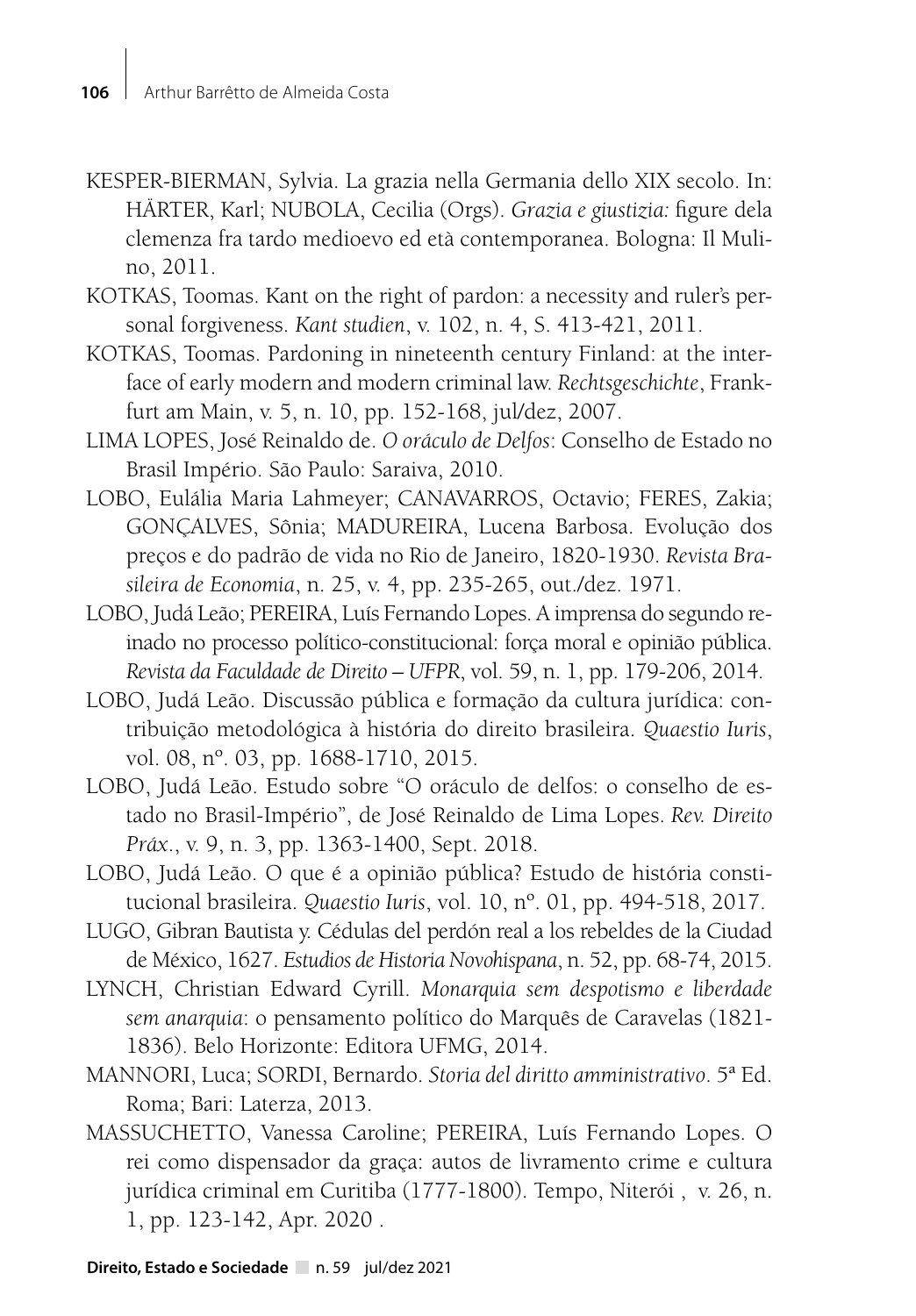KESPER-BIERMAN, Sylvia. La grazia nella Germania dello XIX secolo. In: HÄRTER, Karl; NUBOLA, Cecilia (Orgs). *Grazia e giustizia:* figure dela clemenza fra tardo medioevo ed età contemporanea. Bologna: Il Mulino, 2011.

KOTKAS, Toomas. Kant on the right of pardon: a necessity and ruler's personal forgiveness. *Kant studien*, v. 102, n. 4, S. 413-421, 2011.

KOTKAS, Toomas. Pardoning in nineteenth century Finland: at the interface of early modern and modern criminal law. *Rechtsgeschichte*, Frankfurt am Main, v. 5, n. 10, pp. 152-168, jul/dez, 2007.

LIMA LOPES, José Reinaldo de. *O oráculo de Delfos*: Conselho de Estado no Brasil Império. São Paulo: Saraiva, 2010.

LOBO, Eulália Maria Lahmeyer; CANAVARROS, Octavio; FERES, Zakia; GONÇALVES, Sônia; MADUREIRA, Lucena Barbosa. Evolução dos preços e do padrão de vida no Rio de Janeiro, 1820-1930. *Revista Brasileira de Economia*, n. 25, v. 4, pp. 235-265, out./dez. 1971.

LOBO, Judá Leão; PEREIRA, Luís Fernando Lopes. A imprensa do segundo reinado no processo político-constitucional: força moral e opinião pública. *Revista da Faculdade de Direito – UFPR*, vol. 59, n. 1, pp. 179-206, 2014.

LOBO, Judá Leão. Discussão pública e formação da cultura jurídica: contribuição metodológica à história do direito brasileira. *Quaestio Iuris*, vol. 08, nº. 03, pp. 1688-1710, 2015.

LOBO, Judá Leão. Estudo sobre "O oráculo de delfos: o conselho de estado no Brasil-Império", de José Reinaldo de Lima Lopes. *Rev. Direito Práx.*, v. 9, n. 3, pp. 1363-1400, Sept. 2018.

LOBO, Judá Leão. O que é a opinião pública? Estudo de história constitucional brasileira. *Quaestio Iuris*, vol. 10, nº. 01, pp. 494-518, 2017.

LUGO, Gibran Bautista y. Cédulas del perdón real a los rebeldes de la Ciudad de México, 1627. *Estudios de Historia Novohispana*, n. 52, pp. 68-74, 2015.

LYNCH, Christian Edward Cyrill. *Monarquia sem despotismo e liberdade sem anarquia*: o pensamento político do Marquês de Caravelas (1821-1836). Belo Horizonte: Editora UFMG, 2014.

MANNORI, Luca; SORDI, Bernardo. *Storia del diritto amministrativo*. 5ª Ed. Roma; Bari: Laterza, 2013.

MASSUCHETTO, Vanessa Caroline; PEREIRA, Luís Fernando Lopes. O rei como dispensador da graça: autos de livramento crime e cultura jurídica criminal em Curitiba (1777-1800). Tempo, Niterói , v. 26, n. 1, pp. 123-142, Apr. 2020 .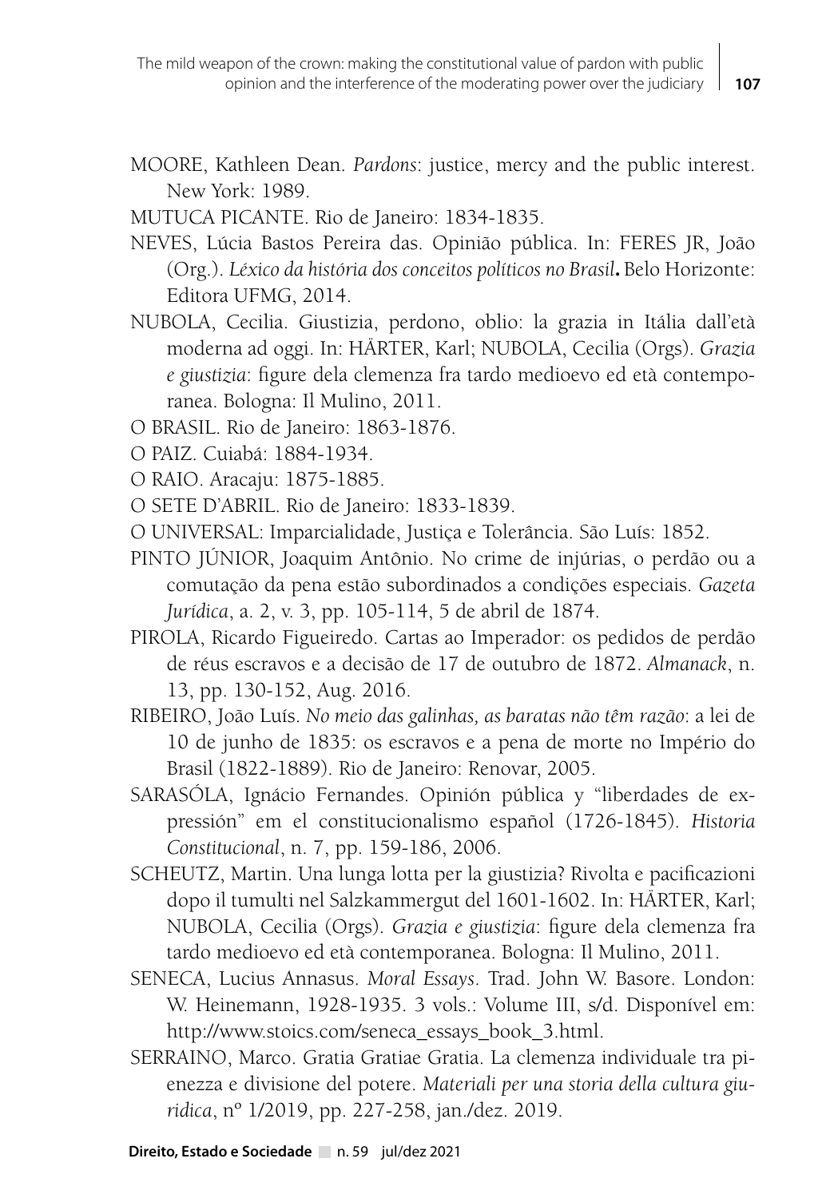MOORE, Kathleen Dean. *Pardons*: justice, mercy and the public interest. New York: 1989.

MUTUCA PICANTE. Rio de Janeiro: 1834-1835.

NEVES, Lúcia Bastos Pereira das. Opinião pública. In: FERES JR, João (Org.). *Léxico da história dos conceitos políticos no Brasil***.** Belo Horizonte: Editora UFMG, 2014.

NUBOLA, Cecilia. Giustizia, perdono, oblio: la grazia in Itália dall'età moderna ad oggi. In: HÄRTER, Karl; NUBOLA, Cecilia (Orgs). *Grazia e giustizia*: figure dela clemenza fra tardo medioevo ed età contemporanea. Bologna: Il Mulino, 2011.

O BRASIL. Rio de Janeiro: 1863-1876.

O PAIZ. Cuiabá: 1884-1934.

O RAIO. Aracaju: 1875-1885.

O SETE D'ABRIL. Rio de Janeiro: 1833-1839.

O UNIVERSAL: Imparcialidade, Justiça e Tolerância. São Luís: 1852.

PINTO JÚNIOR, Joaquim Antônio. No crime de injúrias, o perdão ou a comutação da pena estão subordinados a condições especiais. *Gazeta Jurídica*, a. 2, v. 3, pp. 105-114, 5 de abril de 1874.

PIROLA, Ricardo Figueiredo. Cartas ao Imperador: os pedidos de perdão de réus escravos e a decisão de 17 de outubro de 1872. *Almanack*, n. 13, pp. 130-152, Aug. 2016.

RIBEIRO, João Luís. *No meio das galinhas, as baratas não têm razão*: a lei de 10 de junho de 1835: os escravos e a pena de morte no Império do Brasil (1822-1889). Rio de Janeiro: Renovar, 2005.

SARASÓLA, Ignácio Fernandes. Opinión pública y "liberdades de expressión" em el constitucionalismo español (1726-1845). *Historia Constitucional*, n. 7, pp. 159-186, 2006.

SCHEUTZ, Martin. Una lunga lotta per la giustizia? Rivolta e pacificazioni dopo il tumulti nel Salzkammergut del 1601-1602. In: HÄRTER, Karl; NUBOLA, Cecilia (Orgs). *Grazia e giustizia*: figure dela clemenza fra tardo medioevo ed età contemporanea. Bologna: Il Mulino, 2011.

SENECA, Lucius Annasus. *Moral Essays*. Trad. John W. Basore. London: W. Heinemann, 1928-1935. 3 vols.: Volume III, s/d. Disponível em: http://www.stoics.com/seneca_essays_book_3.html.

SERRAINO, Marco. Gratia Gratiae Gratia. La clemenza individuale tra pienezza e divisione del potere. *Materiali per una storia della cultura giuridica*, nº 1/2019, pp. 227-258, jan./dez. 2019.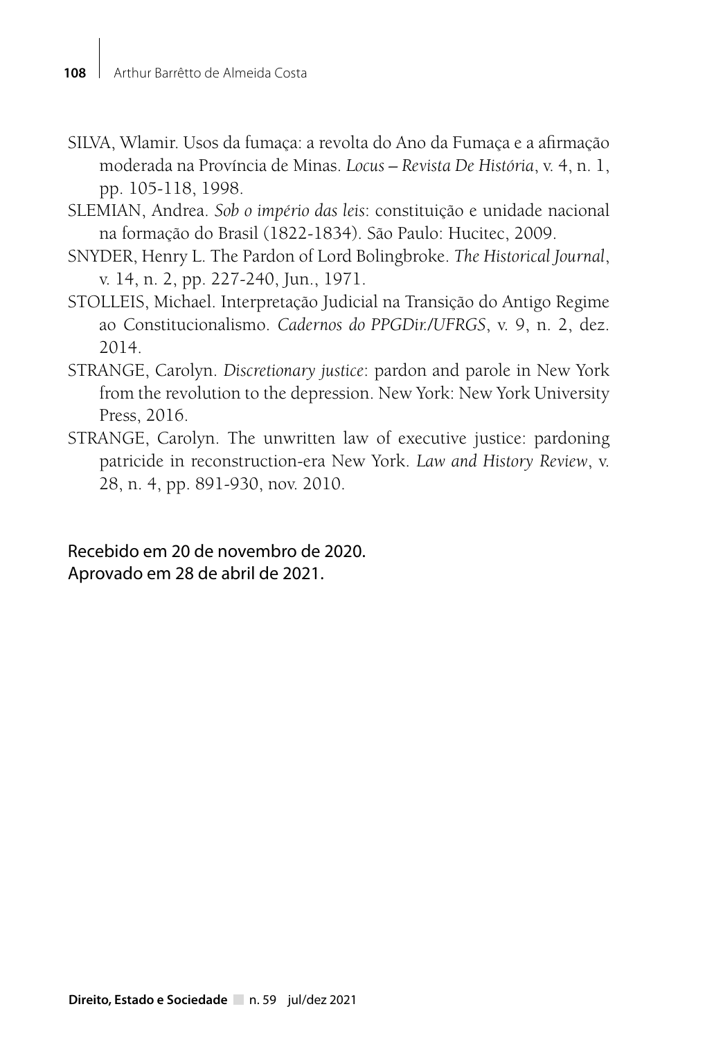SILVA, Wlamir. Usos da fumaça: a revolta do Ano da Fumaça e a afirmação moderada na Província de Minas. *Locus – Revista De História*, v. 4, n. 1, pp. 105-118, 1998.

SLEMIAN, Andrea. *Sob o império das leis*: constituição e unidade nacional na formação do Brasil (1822-1834). São Paulo: Hucitec, 2009.

SNYDER, Henry L. The Pardon of Lord Bolingbroke. *The Historical Journal*, v. 14, n. 2, pp. 227-240, Jun., 1971.

STOLLEIS, Michael. Interpretação Judicial na Transição do Antigo Regime ao Constitucionalismo. *Cadernos do PPGDir./UFRGS*, v. 9, n. 2, dez. 2014.

STRANGE, Carolyn. *Discretionary justice*: pardon and parole in New York from the revolution to the depression. New York: New York University Press, 2016.

STRANGE, Carolyn. The unwritten law of executive justice: pardoning patricide in reconstruction-era New York. *Law and History Review*, v. 28, n. 4, pp. 891-930, nov. 2010.

Recebido em 20 de novembro de 2020.
Aprovado em 28 de abril de 2021.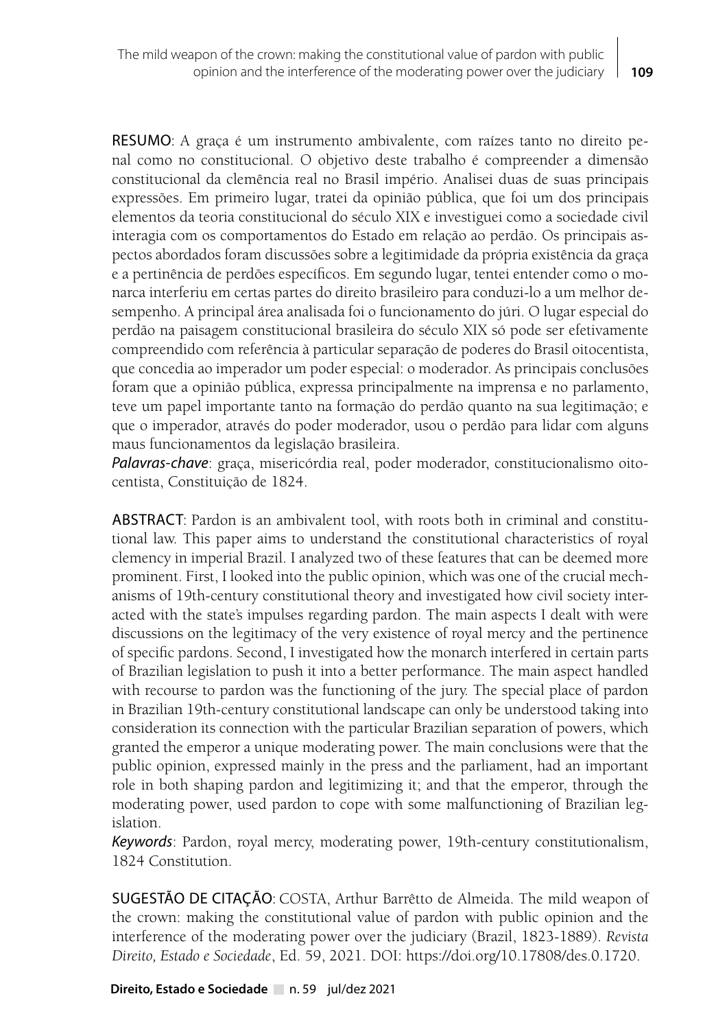**RESUMO**: A graça é um instrumento ambivalente, com raízes tanto no direito penal como no constitucional. O objetivo deste trabalho é compreender a dimensão constitucional da clemência real no Brasil império. Analisei duas de suas principais expressões. Em primeiro lugar, tratei da opinião pública, que foi um dos principais elementos da teoria constitucional do século XIX e investiguei como a sociedade civil interagia com os comportamentos do Estado em relação ao perdão. Os principais aspectos abordados foram discussões sobre a legitimidade da própria existência da graça e a pertinência de perdões específicos. Em segundo lugar, tentei entender como o monarca interferiu em certas partes do direito brasileiro para conduzi-lo a um melhor desempenho. A principal área analisada foi o funcionamento do júri. O lugar especial do perdão na paisagem constitucional brasileira do século XIX só pode ser efetivamente compreendido com referência à particular separação de poderes do Brasil oitocentista, que concedia ao imperador um poder especial: o moderador. As principais conclusões foram que a opinião pública, expressa principalmente na imprensa e no parlamento, teve um papel importante tanto na formação do perdão quanto na sua legitimação; e que o imperador, através do poder moderador, usou o perdão para lidar com alguns maus funcionamentos da legislação brasileira.

***Palavras-chave***: graça, misericórdia real, poder moderador, constitucionalismo oitocentista, Constituição de 1824.

**ABSTRACT**: Pardon is an ambivalent tool, with roots both in criminal and constitutional law. This paper aims to understand the constitutional characteristics of royal clemency in imperial Brazil. I analyzed two of these features that can be deemed more prominent. First, I looked into the public opinion, which was one of the crucial mechanisms of 19th-century constitutional theory and investigated how civil society interacted with the state's impulses regarding pardon. The main aspects I dealt with were discussions on the legitimacy of the very existence of royal mercy and the pertinence of specific pardons. Second, I investigated how the monarch interfered in certain parts of Brazilian legislation to push it into a better performance. The main aspect handled with recourse to pardon was the functioning of the jury. The special place of pardon in Brazilian 19th-century constitutional landscape can only be understood taking into consideration its connection with the particular Brazilian separation of powers, which granted the emperor a unique moderating power. The main conclusions were that the public opinion, expressed mainly in the press and the parliament, had an important role in both shaping pardon and legitimizing it; and that the emperor, through the moderating power, used pardon to cope with some malfunctioning of Brazilian legislation.

***Keywords***: Pardon, royal mercy, moderating power, 19th-century constitutionalism, 1824 Constitution.

**SUGESTÃO DE CITAÇÃO**: COSTA, Arthur Barrêtto de Almeida. The mild weapon of the crown: making the constitutional value of pardon with public opinion and the interference of the moderating power over the judiciary (Brazil, 1823-1889). *Revista Direito, Estado e Sociedade*, Ed. 59, 2021. DOI: https://doi.org/10.17808/des.0.1720.